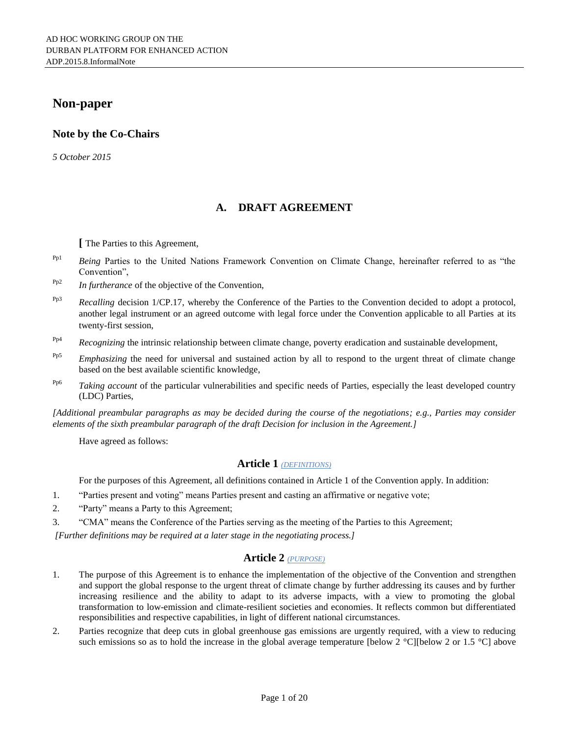AD HOC WORKING GROUP ON THE
DURBAN PLATFORM FOR ENHANCED ACTION
ADP.2015.8.InformalNote

# Non-paper

## Note by the Co-Chairs

*5 October 2015*

## A. DRAFT AGREEMENT

**[** The Parties to this Agreement,

Pp1 *Being* Parties to the United Nations Framework Convention on Climate Change, hereinafter referred to as "the Convention",

Pp2 *In furtherance* of the objective of the Convention,

Pp3 *Recalling* decision 1/CP.17, whereby the Conference of the Parties to the Convention decided to adopt a protocol, another legal instrument or an agreed outcome with legal force under the Convention applicable to all Parties at its twenty-first session,

Pp4 *Recognizing* the intrinsic relationship between climate change, poverty eradication and sustainable development,

Pp5 *Emphasizing* the need for universal and sustained action by all to respond to the urgent threat of climate change based on the best available scientific knowledge,

Pp6 *Taking account* of the particular vulnerabilities and specific needs of Parties, especially the least developed country (LDC) Parties,

*[Additional preambular paragraphs as may be decided during the course of the negotiations; e.g., Parties may consider elements of the sixth preambular paragraph of the draft Decision for inclusion in the Agreement.]*

Have agreed as follows:

### Article 1 *(DEFINITIONS)*

For the purposes of this Agreement, all definitions contained in Article 1 of the Convention apply. In addition:

1. "Parties present and voting" means Parties present and casting an affirmative or negative vote;
2. "Party" means a Party to this Agreement;
3. "CMA" means the Conference of the Parties serving as the meeting of the Parties to this Agreement;

*[Further definitions may be required at a later stage in the negotiating process.]*

### Article 2 *(PURPOSE)*

1. The purpose of this Agreement is to enhance the implementation of the objective of the Convention and strengthen and support the global response to the urgent threat of climate change by further addressing its causes and by further increasing resilience and the ability to adapt to its adverse impacts, with a view to promoting the global transformation to low-emission and climate-resilient societies and economies. It reflects common but differentiated responsibilities and respective capabilities, in light of different national circumstances.
2. Parties recognize that deep cuts in global greenhouse gas emissions are urgently required, with a view to reducing such emissions so as to hold the increase in the global average temperature [below 2 °C][below 2 or 1.5 °C] above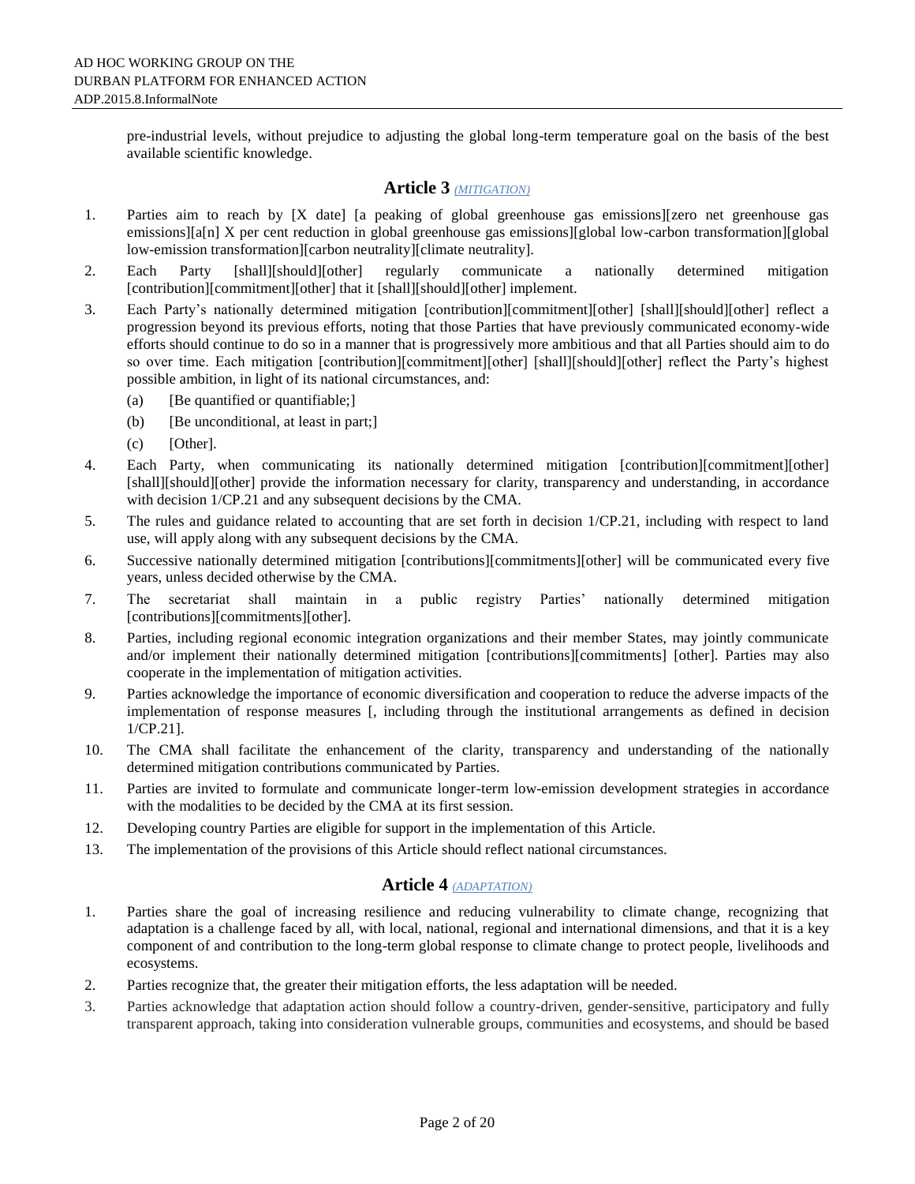pre-industrial levels, without prejudice to adjusting the global long-term temperature goal on the basis of the best available scientific knowledge.

## Article 3 *(MITIGATION)*

1. Parties aim to reach by [X date] [a peaking of global greenhouse gas emissions][zero net greenhouse gas emissions][a[n] X per cent reduction in global greenhouse gas emissions][global low-carbon transformation][global low-emission transformation][carbon neutrality][climate neutrality].
2. Each Party [shall][should][other] regularly communicate a nationally determined mitigation [contribution][commitment][other] that it [shall][should][other] implement.
3. Each Party's nationally determined mitigation [contribution][commitment][other] [shall][should][other] reflect a progression beyond its previous efforts, noting that those Parties that have previously communicated economy-wide efforts should continue to do so in a manner that is progressively more ambitious and that all Parties should aim to do so over time. Each mitigation [contribution][commitment][other] [shall][should][other] reflect the Party's highest possible ambition, in light of its national circumstances, and:
   - (a) [Be quantified or quantifiable;]
   - (b) [Be unconditional, at least in part;]
   - (c) [Other].
4. Each Party, when communicating its nationally determined mitigation [contribution][commitment][other] [shall][should][other] provide the information necessary for clarity, transparency and understanding, in accordance with decision 1/CP.21 and any subsequent decisions by the CMA.
5. The rules and guidance related to accounting that are set forth in decision 1/CP.21, including with respect to land use, will apply along with any subsequent decisions by the CMA.
6. Successive nationally determined mitigation [contributions][commitments][other] will be communicated every five years, unless decided otherwise by the CMA.
7. The secretariat shall maintain in a public registry Parties' nationally determined mitigation [contributions][commitments][other].
8. Parties, including regional economic integration organizations and their member States, may jointly communicate and/or implement their nationally determined mitigation [contributions][commitments] [other]. Parties may also cooperate in the implementation of mitigation activities.
9. Parties acknowledge the importance of economic diversification and cooperation to reduce the adverse impacts of the implementation of response measures [, including through the institutional arrangements as defined in decision 1/CP.21].
10. The CMA shall facilitate the enhancement of the clarity, transparency and understanding of the nationally determined mitigation contributions communicated by Parties.
11. Parties are invited to formulate and communicate longer-term low-emission development strategies in accordance with the modalities to be decided by the CMA at its first session.
12. Developing country Parties are eligible for support in the implementation of this Article.
13. The implementation of the provisions of this Article should reflect national circumstances.

## Article 4 *(ADAPTATION)*

1. Parties share the goal of increasing resilience and reducing vulnerability to climate change, recognizing that adaptation is a challenge faced by all, with local, national, regional and international dimensions, and that it is a key component of and contribution to the long-term global response to climate change to protect people, livelihoods and ecosystems.
2. Parties recognize that, the greater their mitigation efforts, the less adaptation will be needed.
3. Parties acknowledge that adaptation action should follow a country-driven, gender-sensitive, participatory and fully transparent approach, taking into consideration vulnerable groups, communities and ecosystems, and should be based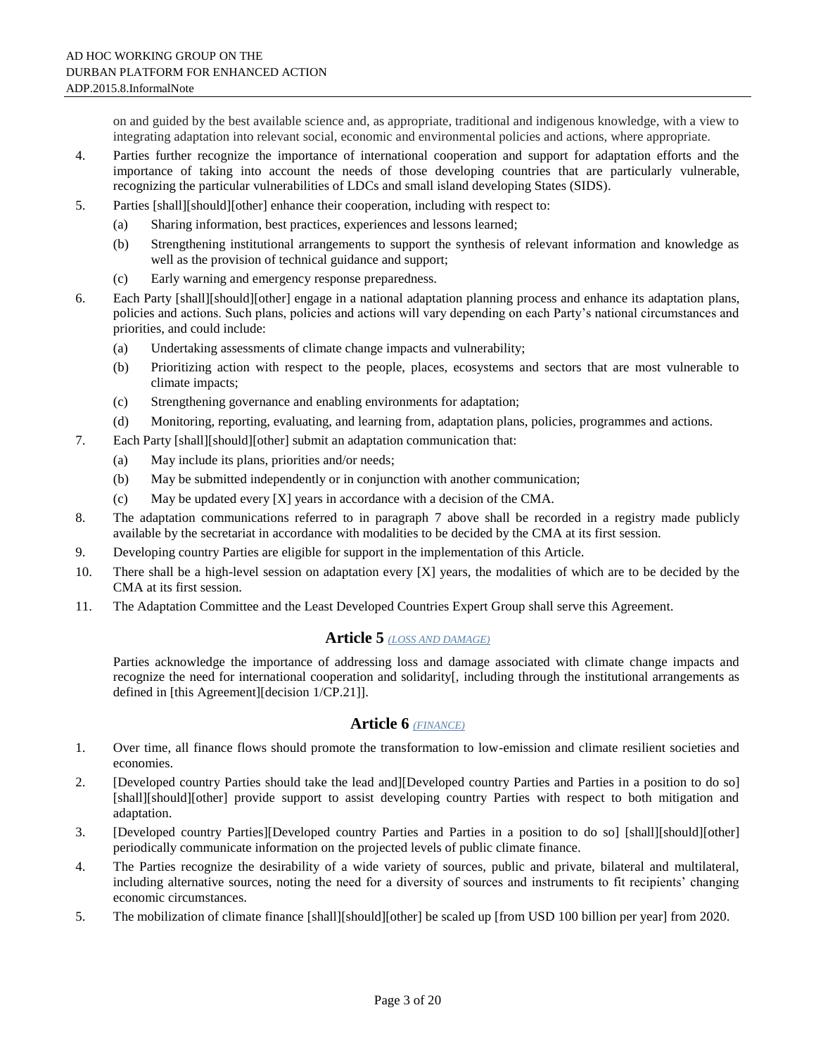on and guided by the best available science and, as appropriate, traditional and indigenous knowledge, with a view to integrating adaptation into relevant social, economic and environmental policies and actions, where appropriate.

4. Parties further recognize the importance of international cooperation and support for adaptation efforts and the importance of taking into account the needs of those developing countries that are particularly vulnerable, recognizing the particular vulnerabilities of LDCs and small island developing States (SIDS).

5. Parties [shall][should][other] enhance their cooperation, including with respect to:
   (a) Sharing information, best practices, experiences and lessons learned;
   (b) Strengthening institutional arrangements to support the synthesis of relevant information and knowledge as well as the provision of technical guidance and support;
   (c) Early warning and emergency response preparedness.

6. Each Party [shall][should][other] engage in a national adaptation planning process and enhance its adaptation plans, policies and actions. Such plans, policies and actions will vary depending on each Party's national circumstances and priorities, and could include:
   (a) Undertaking assessments of climate change impacts and vulnerability;
   (b) Prioritizing action with respect to the people, places, ecosystems and sectors that are most vulnerable to climate impacts;
   (c) Strengthening governance and enabling environments for adaptation;
   (d) Monitoring, reporting, evaluating, and learning from, adaptation plans, policies, programmes and actions.

7. Each Party [shall][should][other] submit an adaptation communication that:
   (a) May include its plans, priorities and/or needs;
   (b) May be submitted independently or in conjunction with another communication;
   (c) May be updated every [X] years in accordance with a decision of the CMA.

8. The adaptation communications referred to in paragraph 7 above shall be recorded in a registry made publicly available by the secretariat in accordance with modalities to be decided by the CMA at its first session.

9. Developing country Parties are eligible for support in the implementation of this Article.

10. There shall be a high-level session on adaptation every [X] years, the modalities of which are to be decided by the CMA at its first session.

11. The Adaptation Committee and the Least Developed Countries Expert Group shall serve this Agreement.

## Article 5 *(LOSS AND DAMAGE)*

Parties acknowledge the importance of addressing loss and damage associated with climate change impacts and recognize the need for international cooperation and solidarity[, including through the institutional arrangements as defined in [this Agreement][decision 1/CP.21]].

## Article 6 *(FINANCE)*

1. Over time, all finance flows should promote the transformation to low-emission and climate resilient societies and economies.

2. [Developed country Parties should take the lead and][Developed country Parties and Parties in a position to do so] [shall][should][other] provide support to assist developing country Parties with respect to both mitigation and adaptation.

3. [Developed country Parties][Developed country Parties and Parties in a position to do so] [shall][should][other] periodically communicate information on the projected levels of public climate finance.

4. The Parties recognize the desirability of a wide variety of sources, public and private, bilateral and multilateral, including alternative sources, noting the need for a diversity of sources and instruments to fit recipients' changing economic circumstances.

5. The mobilization of climate finance [shall][should][other] be scaled up [from USD 100 billion per year] from 2020.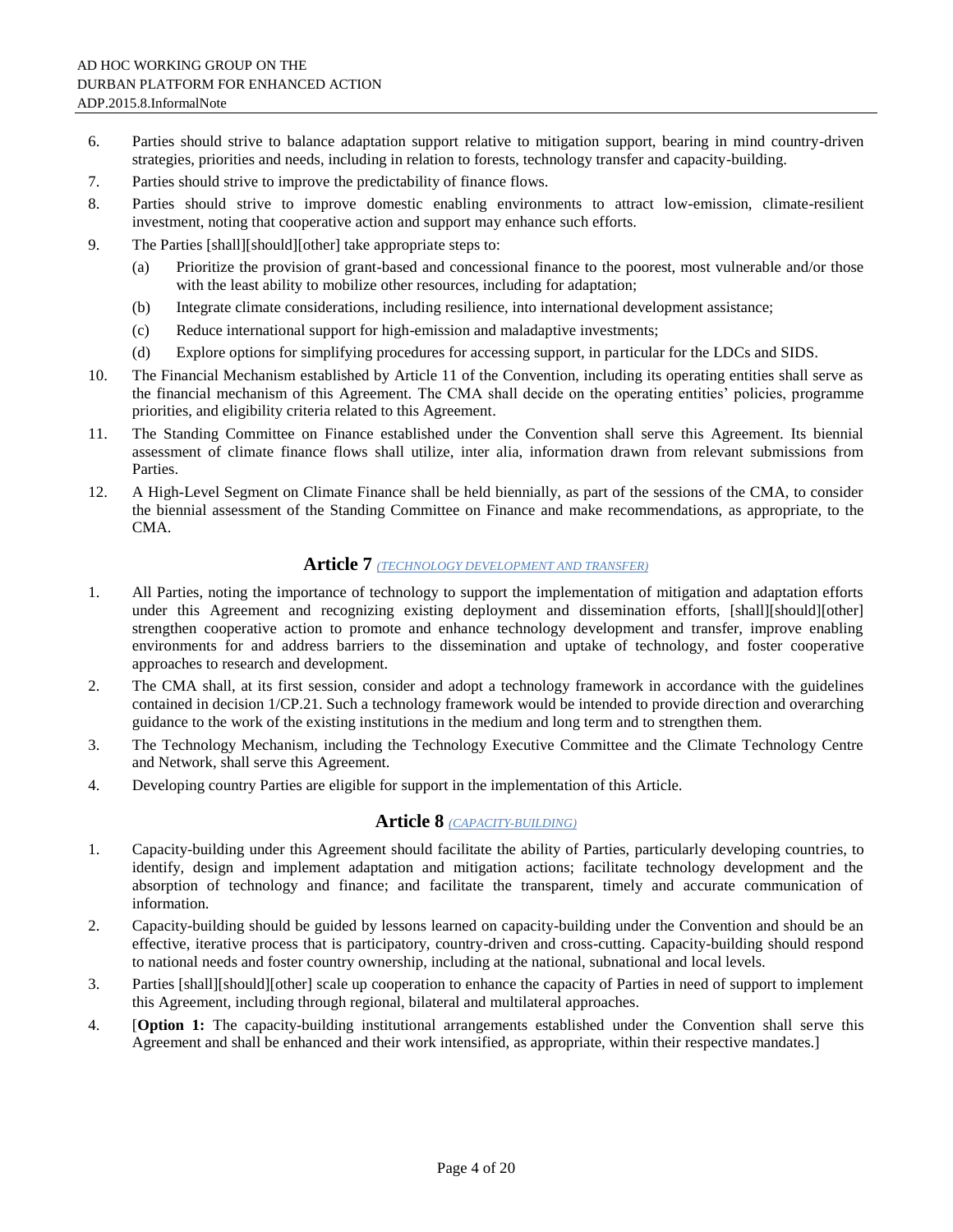6. Parties should strive to balance adaptation support relative to mitigation support, bearing in mind country-driven strategies, priorities and needs, including in relation to forests, technology transfer and capacity-building.
7. Parties should strive to improve the predictability of finance flows.
8. Parties should strive to improve domestic enabling environments to attract low-emission, climate-resilient investment, noting that cooperative action and support may enhance such efforts.
9. The Parties [shall][should][other] take appropriate steps to:
   - (a) Prioritize the provision of grant-based and concessional finance to the poorest, most vulnerable and/or those with the least ability to mobilize other resources, including for adaptation;
   - (b) Integrate climate considerations, including resilience, into international development assistance;
   - (c) Reduce international support for high-emission and maladaptive investments;
   - (d) Explore options for simplifying procedures for accessing support, in particular for the LDCs and SIDS.
10. The Financial Mechanism established by Article 11 of the Convention, including its operating entities shall serve as the financial mechanism of this Agreement. The CMA shall decide on the operating entities' policies, programme priorities, and eligibility criteria related to this Agreement.
11. The Standing Committee on Finance established under the Convention shall serve this Agreement. Its biennial assessment of climate finance flows shall utilize, inter alia, information drawn from relevant submissions from Parties.
12. A High-Level Segment on Climate Finance shall be held biennially, as part of the sessions of the CMA, to consider the biennial assessment of the Standing Committee on Finance and make recommendations, as appropriate, to the CMA.

## Article 7 *(TECHNOLOGY DEVELOPMENT AND TRANSFER)*

1. All Parties, noting the importance of technology to support the implementation of mitigation and adaptation efforts under this Agreement and recognizing existing deployment and dissemination efforts, [shall][should][other] strengthen cooperative action to promote and enhance technology development and transfer, improve enabling environments for and address barriers to the dissemination and uptake of technology, and foster cooperative approaches to research and development.
2. The CMA shall, at its first session, consider and adopt a technology framework in accordance with the guidelines contained in decision 1/CP.21. Such a technology framework would be intended to provide direction and overarching guidance to the work of the existing institutions in the medium and long term and to strengthen them.
3. The Technology Mechanism, including the Technology Executive Committee and the Climate Technology Centre and Network, shall serve this Agreement.
4. Developing country Parties are eligible for support in the implementation of this Article.

## Article 8 *(CAPACITY-BUILDING)*

1. Capacity-building under this Agreement should facilitate the ability of Parties, particularly developing countries, to identify, design and implement adaptation and mitigation actions; facilitate technology development and the absorption of technology and finance; and facilitate the transparent, timely and accurate communication of information.
2. Capacity-building should be guided by lessons learned on capacity-building under the Convention and should be an effective, iterative process that is participatory, country-driven and cross-cutting. Capacity-building should respond to national needs and foster country ownership, including at the national, subnational and local levels.
3. Parties [shall][should][other] scale up cooperation to enhance the capacity of Parties in need of support to implement this Agreement, including through regional, bilateral and multilateral approaches.
4. [**Option 1:** The capacity-building institutional arrangements established under the Convention shall serve this Agreement and shall be enhanced and their work intensified, as appropriate, within their respective mandates.]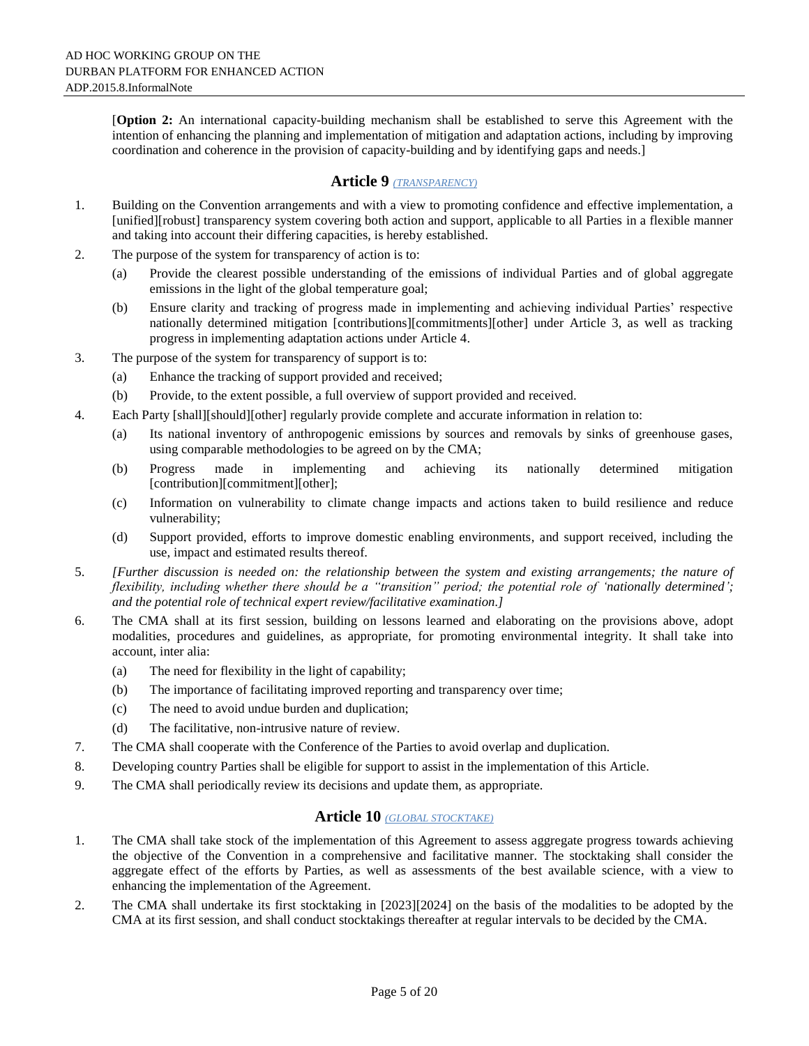[**Option 2:** An international capacity-building mechanism shall be established to serve this Agreement with the intention of enhancing the planning and implementation of mitigation and adaptation actions, including by improving coordination and coherence in the provision of capacity-building and by identifying gaps and needs.]

## Article 9 *(TRANSPARENCY)*

1. Building on the Convention arrangements and with a view to promoting confidence and effective implementation, a [unified][robust] transparency system covering both action and support, applicable to all Parties in a flexible manner and taking into account their differing capacities, is hereby established.
2. The purpose of the system for transparency of action is to:
   - (a) Provide the clearest possible understanding of the emissions of individual Parties and of global aggregate emissions in the light of the global temperature goal;
   - (b) Ensure clarity and tracking of progress made in implementing and achieving individual Parties' respective nationally determined mitigation [contributions][commitments][other] under Article 3, as well as tracking progress in implementing adaptation actions under Article 4.
3. The purpose of the system for transparency of support is to:
   - (a) Enhance the tracking of support provided and received;
   - (b) Provide, to the extent possible, a full overview of support provided and received.
4. Each Party [shall][should][other] regularly provide complete and accurate information in relation to:
   - (a) Its national inventory of anthropogenic emissions by sources and removals by sinks of greenhouse gases, using comparable methodologies to be agreed on by the CMA;
   - (b) Progress made in implementing and achieving its nationally determined mitigation [contribution][commitment][other];
   - (c) Information on vulnerability to climate change impacts and actions taken to build resilience and reduce vulnerability;
   - (d) Support provided, efforts to improve domestic enabling environments, and support received, including the use, impact and estimated results thereof.
5. *[Further discussion is needed on: the relationship between the system and existing arrangements; the nature of flexibility, including whether there should be a "transition" period; the potential role of 'nationally determined'; and the potential role of technical expert review/facilitative examination.]*
6. The CMA shall at its first session, building on lessons learned and elaborating on the provisions above, adopt modalities, procedures and guidelines, as appropriate, for promoting environmental integrity. It shall take into account, inter alia:
   - (a) The need for flexibility in the light of capability;
   - (b) The importance of facilitating improved reporting and transparency over time;
   - (c) The need to avoid undue burden and duplication;
   - (d) The facilitative, non-intrusive nature of review.
7. The CMA shall cooperate with the Conference of the Parties to avoid overlap and duplication.
8. Developing country Parties shall be eligible for support to assist in the implementation of this Article.
9. The CMA shall periodically review its decisions and update them, as appropriate.

## Article 10 *(GLOBAL STOCKTAKE)*

1. The CMA shall take stock of the implementation of this Agreement to assess aggregate progress towards achieving the objective of the Convention in a comprehensive and facilitative manner. The stocktaking shall consider the aggregate effect of the efforts by Parties, as well as assessments of the best available science, with a view to enhancing the implementation of the Agreement.
2. The CMA shall undertake its first stocktaking in [2023][2024] on the basis of the modalities to be adopted by the CMA at its first session, and shall conduct stocktakings thereafter at regular intervals to be decided by the CMA.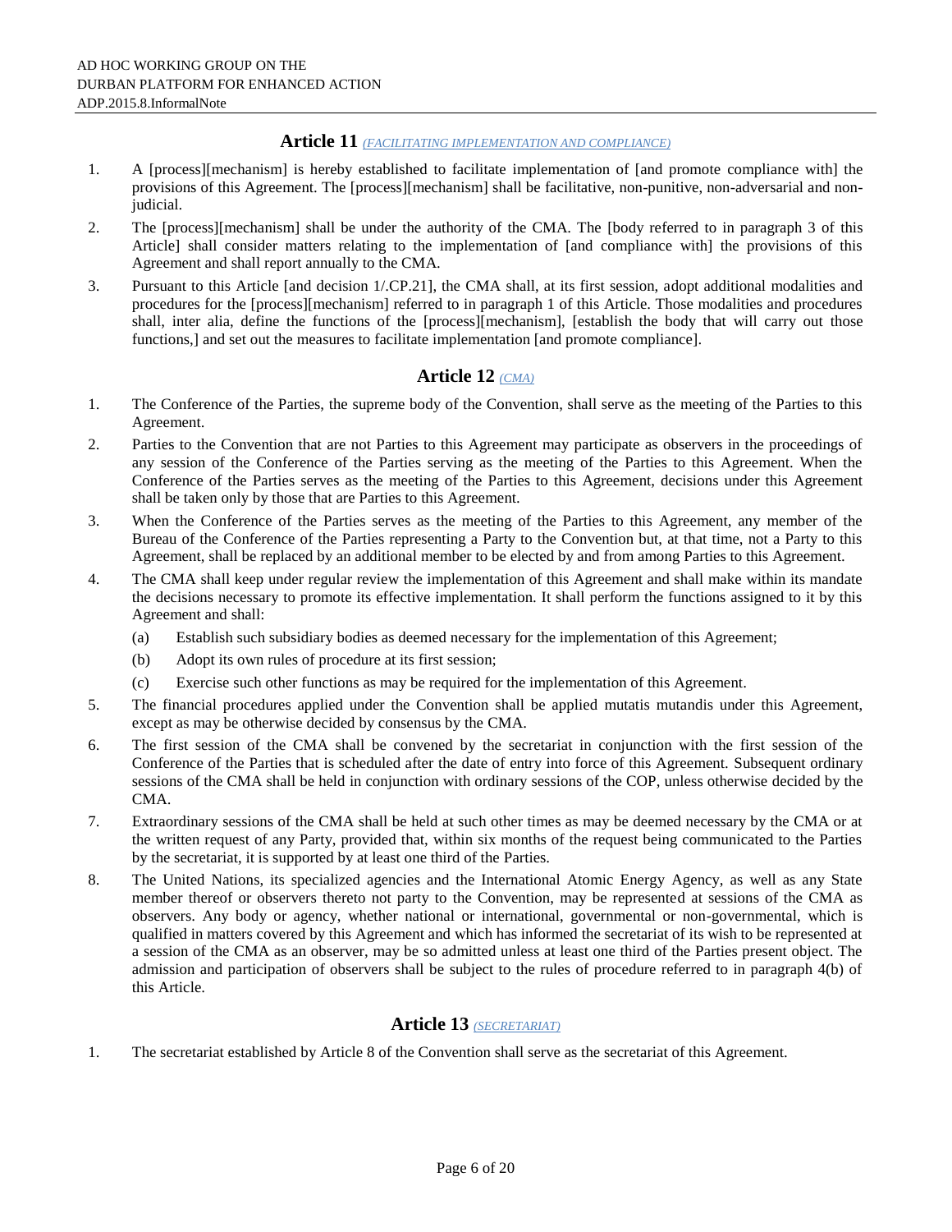## Article 11 *(FACILITATING IMPLEMENTATION AND COMPLIANCE)*

1. A [process][mechanism] is hereby established to facilitate implementation of [and promote compliance with] the provisions of this Agreement. The [process][mechanism] shall be facilitative, non-punitive, non-adversarial and non-judicial.
2. The [process][mechanism] shall be under the authority of the CMA. The [body referred to in paragraph 3 of this Article] shall consider matters relating to the implementation of [and compliance with] the provisions of this Agreement and shall report annually to the CMA.
3. Pursuant to this Article [and decision 1/.CP.21], the CMA shall, at its first session, adopt additional modalities and procedures for the [process][mechanism] referred to in paragraph 1 of this Article. Those modalities and procedures shall, inter alia, define the functions of the [process][mechanism], [establish the body that will carry out those functions,] and set out the measures to facilitate implementation [and promote compliance].

## Article 12 *(CMA)*

1. The Conference of the Parties, the supreme body of the Convention, shall serve as the meeting of the Parties to this Agreement.
2. Parties to the Convention that are not Parties to this Agreement may participate as observers in the proceedings of any session of the Conference of the Parties serving as the meeting of the Parties to this Agreement. When the Conference of the Parties serves as the meeting of the Parties to this Agreement, decisions under this Agreement shall be taken only by those that are Parties to this Agreement.
3. When the Conference of the Parties serves as the meeting of the Parties to this Agreement, any member of the Bureau of the Conference of the Parties representing a Party to the Convention but, at that time, not a Party to this Agreement, shall be replaced by an additional member to be elected by and from among Parties to this Agreement.
4. The CMA shall keep under regular review the implementation of this Agreement and shall make within its mandate the decisions necessary to promote its effective implementation. It shall perform the functions assigned to it by this Agreement and shall:
   - (a) Establish such subsidiary bodies as deemed necessary for the implementation of this Agreement;
   - (b) Adopt its own rules of procedure at its first session;
   - (c) Exercise such other functions as may be required for the implementation of this Agreement.
5. The financial procedures applied under the Convention shall be applied mutatis mutandis under this Agreement, except as may be otherwise decided by consensus by the CMA.
6. The first session of the CMA shall be convened by the secretariat in conjunction with the first session of the Conference of the Parties that is scheduled after the date of entry into force of this Agreement. Subsequent ordinary sessions of the CMA shall be held in conjunction with ordinary sessions of the COP, unless otherwise decided by the CMA.
7. Extraordinary sessions of the CMA shall be held at such other times as may be deemed necessary by the CMA or at the written request of any Party, provided that, within six months of the request being communicated to the Parties by the secretariat, it is supported by at least one third of the Parties.
8. The United Nations, its specialized agencies and the International Atomic Energy Agency, as well as any State member thereof or observers thereto not party to the Convention, may be represented at sessions of the CMA as observers. Any body or agency, whether national or international, governmental or non-governmental, which is qualified in matters covered by this Agreement and which has informed the secretariat of its wish to be represented at a session of the CMA as an observer, may be so admitted unless at least one third of the Parties present object. The admission and participation of observers shall be subject to the rules of procedure referred to in paragraph 4(b) of this Article.

## Article 13 *(SECRETARIAT)*

1. The secretariat established by Article 8 of the Convention shall serve as the secretariat of this Agreement.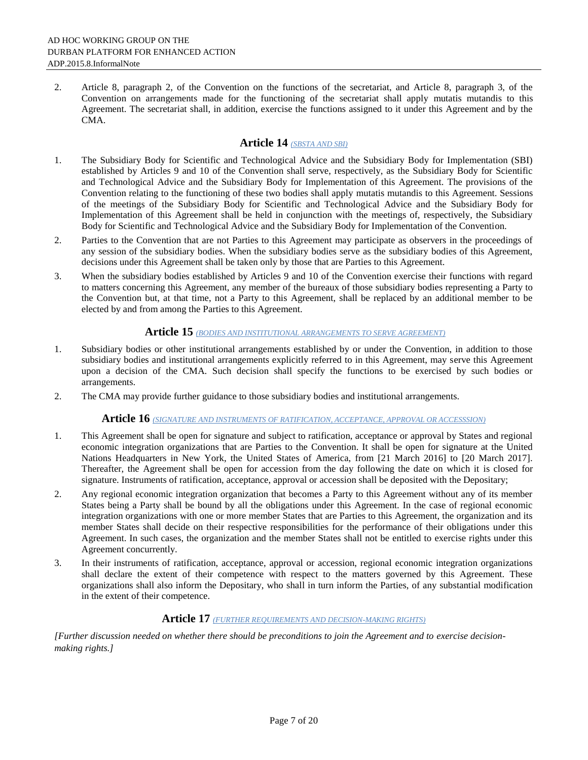2. Article 8, paragraph 2, of the Convention on the functions of the secretariat, and Article 8, paragraph 3, of the Convention on arrangements made for the functioning of the secretariat shall apply mutatis mutandis to this Agreement. The secretariat shall, in addition, exercise the functions assigned to it under this Agreement and by the CMA.

## Article 14 *(SBSTA AND SBI)*

1. The Subsidiary Body for Scientific and Technological Advice and the Subsidiary Body for Implementation (SBI) established by Articles 9 and 10 of the Convention shall serve, respectively, as the Subsidiary Body for Scientific and Technological Advice and the Subsidiary Body for Implementation of this Agreement. The provisions of the Convention relating to the functioning of these two bodies shall apply mutatis mutandis to this Agreement. Sessions of the meetings of the Subsidiary Body for Scientific and Technological Advice and the Subsidiary Body for Implementation of this Agreement shall be held in conjunction with the meetings of, respectively, the Subsidiary Body for Scientific and Technological Advice and the Subsidiary Body for Implementation of the Convention.
2. Parties to the Convention that are not Parties to this Agreement may participate as observers in the proceedings of any session of the subsidiary bodies. When the subsidiary bodies serve as the subsidiary bodies of this Agreement, decisions under this Agreement shall be taken only by those that are Parties to this Agreement.
3. When the subsidiary bodies established by Articles 9 and 10 of the Convention exercise their functions with regard to matters concerning this Agreement, any member of the bureaux of those subsidiary bodies representing a Party to the Convention but, at that time, not a Party to this Agreement, shall be replaced by an additional member to be elected by and from among the Parties to this Agreement.

## Article 15 *(BODIES AND INSTITUTIONAL ARRANGEMENTS TO SERVE AGREEMENT)*

1. Subsidiary bodies or other institutional arrangements established by or under the Convention, in addition to those subsidiary bodies and institutional arrangements explicitly referred to in this Agreement, may serve this Agreement upon a decision of the CMA. Such decision shall specify the functions to be exercised by such bodies or arrangements.
2. The CMA may provide further guidance to those subsidiary bodies and institutional arrangements.

## Article 16 *(SIGNATURE AND INSTRUMENTS OF RATIFICATION, ACCEPTANCE, APPROVAL OR ACCESSSION)*

1. This Agreement shall be open for signature and subject to ratification, acceptance or approval by States and regional economic integration organizations that are Parties to the Convention. It shall be open for signature at the United Nations Headquarters in New York, the United States of America, from [21 March 2016] to [20 March 2017]. Thereafter, the Agreement shall be open for accession from the day following the date on which it is closed for signature. Instruments of ratification, acceptance, approval or accession shall be deposited with the Depositary;
2. Any regional economic integration organization that becomes a Party to this Agreement without any of its member States being a Party shall be bound by all the obligations under this Agreement. In the case of regional economic integration organizations with one or more member States that are Parties to this Agreement, the organization and its member States shall decide on their respective responsibilities for the performance of their obligations under this Agreement. In such cases, the organization and the member States shall not be entitled to exercise rights under this Agreement concurrently.
3. In their instruments of ratification, acceptance, approval or accession, regional economic integration organizations shall declare the extent of their competence with respect to the matters governed by this Agreement. These organizations shall also inform the Depositary, who shall in turn inform the Parties, of any substantial modification in the extent of their competence.

## Article 17 *(FURTHER REQUIREMENTS AND DECISION-MAKING RIGHTS)*

*[Further discussion needed on whether there should be preconditions to join the Agreement and to exercise decision-making rights.]*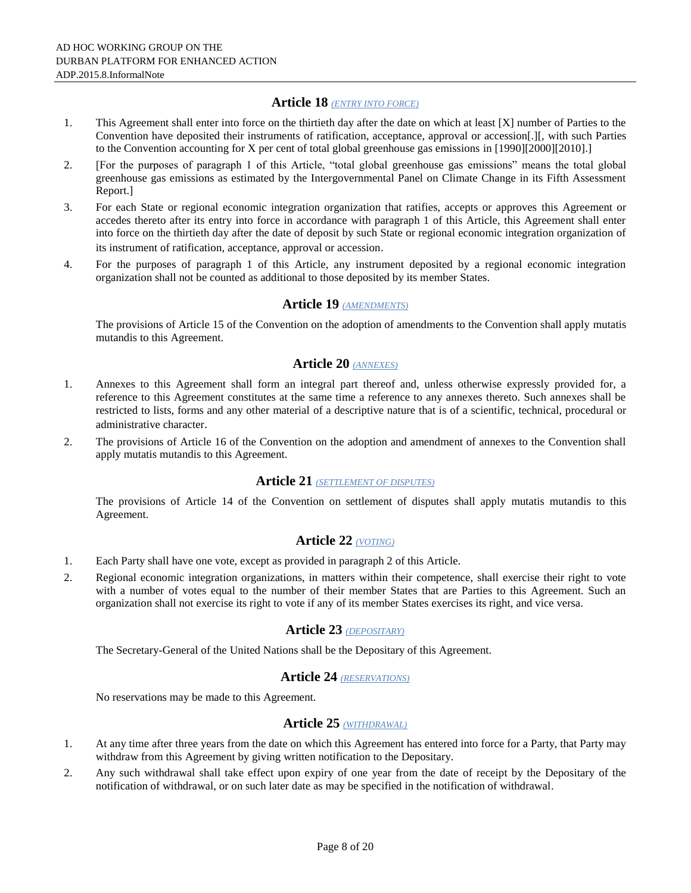## Article 18 *(ENTRY INTO FORCE)*

1. This Agreement shall enter into force on the thirtieth day after the date on which at least [X] number of Parties to the Convention have deposited their instruments of ratification, acceptance, approval or accession[.][, with such Parties to the Convention accounting for X per cent of total global greenhouse gas emissions in [1990][2000][2010].]
2. [For the purposes of paragraph 1 of this Article, "total global greenhouse gas emissions" means the total global greenhouse gas emissions as estimated by the Intergovernmental Panel on Climate Change in its Fifth Assessment Report.]
3. For each State or regional economic integration organization that ratifies, accepts or approves this Agreement or accedes thereto after its entry into force in accordance with paragraph 1 of this Article, this Agreement shall enter into force on the thirtieth day after the date of deposit by such State or regional economic integration organization of its instrument of ratification, acceptance, approval or accession.
4. For the purposes of paragraph 1 of this Article, any instrument deposited by a regional economic integration organization shall not be counted as additional to those deposited by its member States.

## Article 19 *(AMENDMENTS)*

The provisions of Article 15 of the Convention on the adoption of amendments to the Convention shall apply mutatis mutandis to this Agreement.

## Article 20 *(ANNEXES)*

1. Annexes to this Agreement shall form an integral part thereof and, unless otherwise expressly provided for, a reference to this Agreement constitutes at the same time a reference to any annexes thereto. Such annexes shall be restricted to lists, forms and any other material of a descriptive nature that is of a scientific, technical, procedural or administrative character.
2. The provisions of Article 16 of the Convention on the adoption and amendment of annexes to the Convention shall apply mutatis mutandis to this Agreement.

## Article 21 *(SETTLEMENT OF DISPUTES)*

The provisions of Article 14 of the Convention on settlement of disputes shall apply mutatis mutandis to this Agreement.

## Article 22 *(VOTING)*

1. Each Party shall have one vote, except as provided in paragraph 2 of this Article.
2. Regional economic integration organizations, in matters within their competence, shall exercise their right to vote with a number of votes equal to the number of their member States that are Parties to this Agreement. Such an organization shall not exercise its right to vote if any of its member States exercises its right, and vice versa.

## Article 23 *(DEPOSITARY)*

The Secretary-General of the United Nations shall be the Depositary of this Agreement.

## Article 24 *(RESERVATIONS)*

No reservations may be made to this Agreement.

## Article 25 *(WITHDRAWAL)*

1. At any time after three years from the date on which this Agreement has entered into force for a Party, that Party may withdraw from this Agreement by giving written notification to the Depositary.
2. Any such withdrawal shall take effect upon expiry of one year from the date of receipt by the Depositary of the notification of withdrawal, or on such later date as may be specified in the notification of withdrawal.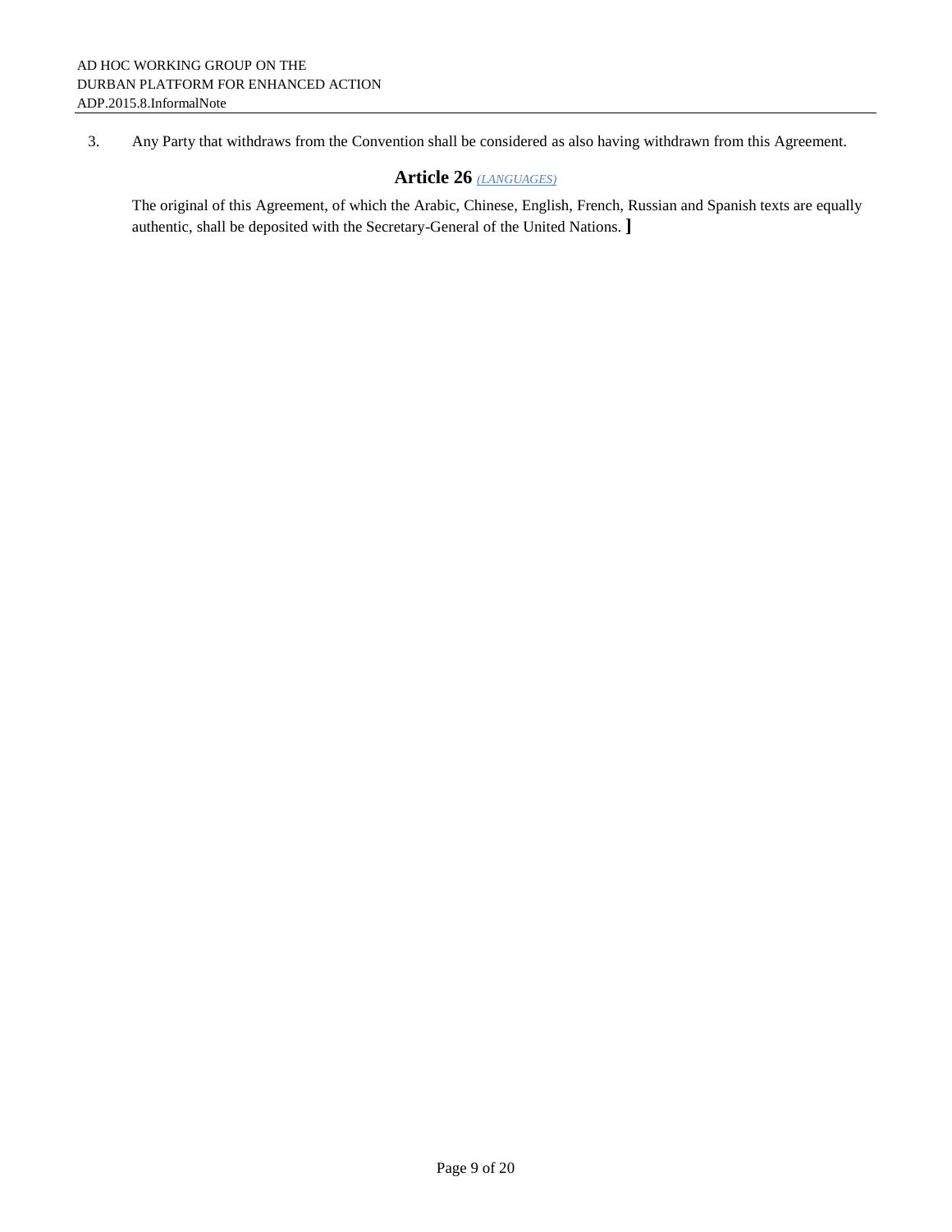3. Any Party that withdraws from the Convention shall be considered as also having withdrawn from this Agreement.

## Article 26 *(LANGUAGES)*

The original of this Agreement, of which the Arabic, Chinese, English, French, Russian and Spanish texts are equally authentic, shall be deposited with the Secretary-General of the United Nations. ]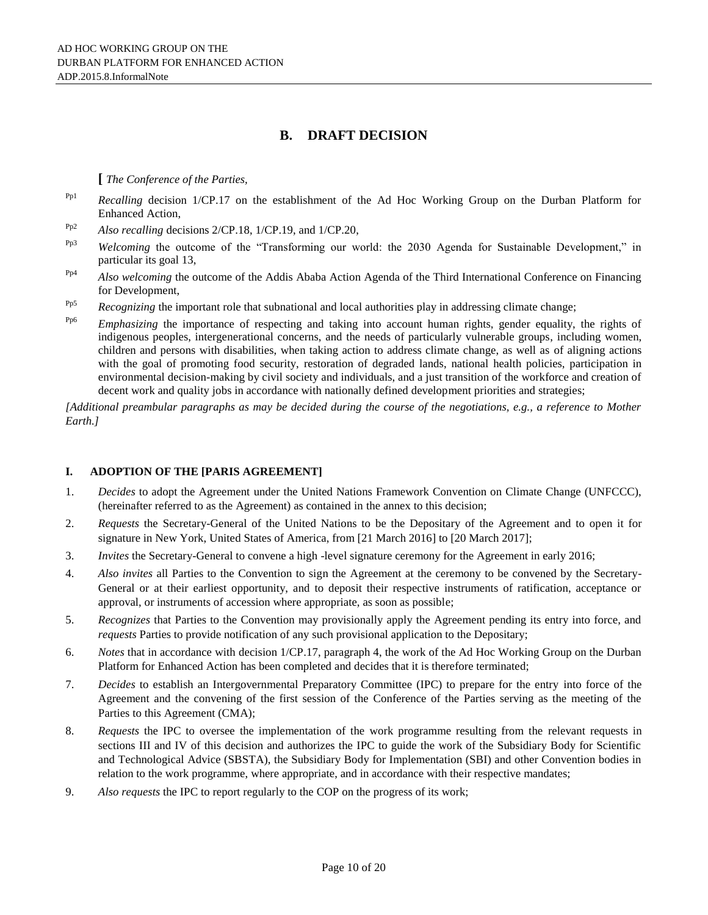## B. DRAFT DECISION

**[** *The Conference of the Parties,*

Pp1 *Recalling* decision 1/CP.17 on the establishment of the Ad Hoc Working Group on the Durban Platform for Enhanced Action,

Pp2 *Also recalling* decisions 2/CP.18, 1/CP.19, and 1/CP.20,

Pp3 *Welcoming* the outcome of the "Transforming our world: the 2030 Agenda for Sustainable Development," in particular its goal 13,

Pp4 *Also welcoming* the outcome of the Addis Ababa Action Agenda of the Third International Conference on Financing for Development,

Pp5 *Recognizing* the important role that subnational and local authorities play in addressing climate change;

Pp6 *Emphasizing* the importance of respecting and taking into account human rights, gender equality, the rights of indigenous peoples, intergenerational concerns, and the needs of particularly vulnerable groups, including women, children and persons with disabilities, when taking action to address climate change, as well as of aligning actions with the goal of promoting food security, restoration of degraded lands, national health policies, participation in environmental decision-making by civil society and individuals, and a just transition of the workforce and creation of decent work and quality jobs in accordance with nationally defined development priorities and strategies;

*[Additional preambular paragraphs as may be decided during the course of the negotiations, e.g., a reference to Mother Earth.]*

### I. ADOPTION OF THE [PARIS AGREEMENT]

1. *Decides* to adopt the Agreement under the United Nations Framework Convention on Climate Change (UNFCCC), (hereinafter referred to as the Agreement) as contained in the annex to this decision;
2. *Requests* the Secretary-General of the United Nations to be the Depositary of the Agreement and to open it for signature in New York, United States of America, from [21 March 2016] to [20 March 2017];
3. *Invites* the Secretary-General to convene a high -level signature ceremony for the Agreement in early 2016;
4. *Also invites* all Parties to the Convention to sign the Agreement at the ceremony to be convened by the Secretary-General or at their earliest opportunity, and to deposit their respective instruments of ratification, acceptance or approval, or instruments of accession where appropriate, as soon as possible;
5. *Recognizes* that Parties to the Convention may provisionally apply the Agreement pending its entry into force, and *requests* Parties to provide notification of any such provisional application to the Depositary;
6. *Notes* that in accordance with decision 1/CP.17, paragraph 4, the work of the Ad Hoc Working Group on the Durban Platform for Enhanced Action has been completed and decides that it is therefore terminated;
7. *Decides* to establish an Intergovernmental Preparatory Committee (IPC) to prepare for the entry into force of the Agreement and the convening of the first session of the Conference of the Parties serving as the meeting of the Parties to this Agreement (CMA);
8. *Requests* the IPC to oversee the implementation of the work programme resulting from the relevant requests in sections III and IV of this decision and authorizes the IPC to guide the work of the Subsidiary Body for Scientific and Technological Advice (SBSTA), the Subsidiary Body for Implementation (SBI) and other Convention bodies in relation to the work programme, where appropriate, and in accordance with their respective mandates;
9. *Also requests* the IPC to report regularly to the COP on the progress of its work;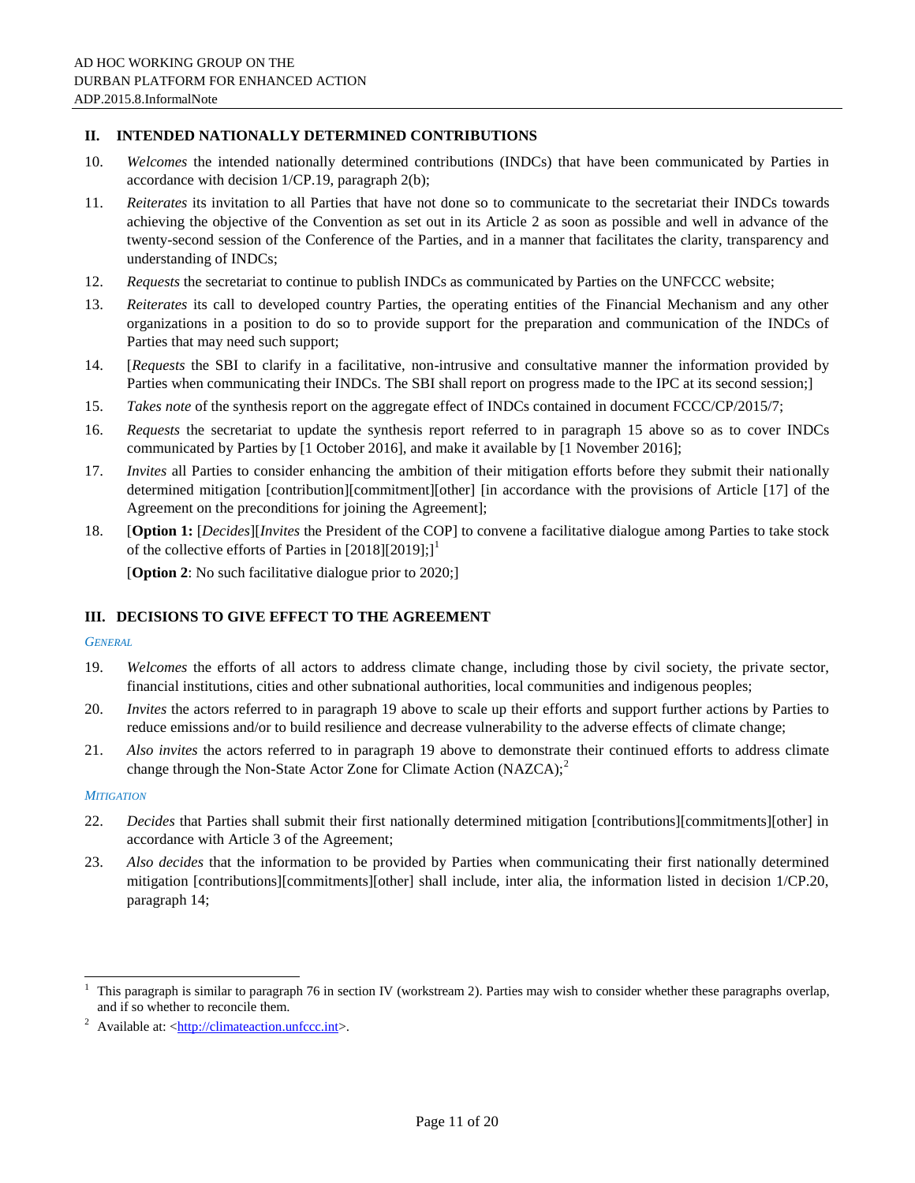## II. INTENDED NATIONALLY DETERMINED CONTRIBUTIONS

10. *Welcomes* the intended nationally determined contributions (INDCs) that have been communicated by Parties in accordance with decision 1/CP.19, paragraph 2(b);

11. *Reiterates* its invitation to all Parties that have not done so to communicate to the secretariat their INDCs towards achieving the objective of the Convention as set out in its Article 2 as soon as possible and well in advance of the twenty-second session of the Conference of the Parties, and in a manner that facilitates the clarity, transparency and understanding of INDCs;

12. *Requests* the secretariat to continue to publish INDCs as communicated by Parties on the UNFCCC website;

13. *Reiterates* its call to developed country Parties, the operating entities of the Financial Mechanism and any other organizations in a position to do so to provide support for the preparation and communication of the INDCs of Parties that may need such support;

14. [*Requests* the SBI to clarify in a facilitative, non-intrusive and consultative manner the information provided by Parties when communicating their INDCs. The SBI shall report on progress made to the IPC at its second session;]

15. *Takes note* of the synthesis report on the aggregate effect of INDCs contained in document FCCC/CP/2015/7;

16. *Requests* the secretariat to update the synthesis report referred to in paragraph 15 above so as to cover INDCs communicated by Parties by [1 October 2016], and make it available by [1 November 2016];

17. *Invites* all Parties to consider enhancing the ambition of their mitigation efforts before they submit their nationally determined mitigation [contribution][commitment][other] [in accordance with the provisions of Article [17] of the Agreement on the preconditions for joining the Agreement];

18. [**Option 1:** [*Decides*][*Invites* the President of the COP] to convene a facilitative dialogue among Parties to take stock of the collective efforts of Parties in [2018][2019];][1]

    [**Option 2**: No such facilitative dialogue prior to 2020;]

## III. DECISIONS TO GIVE EFFECT TO THE AGREEMENT

*GENERAL*

19. *Welcomes* the efforts of all actors to address climate change, including those by civil society, the private sector, financial institutions, cities and other subnational authorities, local communities and indigenous peoples;

20. *Invites* the actors referred to in paragraph 19 above to scale up their efforts and support further actions by Parties to reduce emissions and/or to build resilience and decrease vulnerability to the adverse effects of climate change;

21. *Also invites* the actors referred to in paragraph 19 above to demonstrate their continued efforts to address climate change through the Non-State Actor Zone for Climate Action (NAZCA);[2]

*MITIGATION*

22. *Decides* that Parties shall submit their first nationally determined mitigation [contributions][commitments][other] in accordance with Article 3 of the Agreement;

23. *Also decides* that the information to be provided by Parties when communicating their first nationally determined mitigation [contributions][commitments][other] shall include, inter alia, the information listed in decision 1/CP.20, paragraph 14;

---

[1] This paragraph is similar to paragraph 76 in section IV (workstream 2). Parties may wish to consider whether these paragraphs overlap, and if so whether to reconcile them.

[2] Available at: <http://climateaction.unfccc.int>.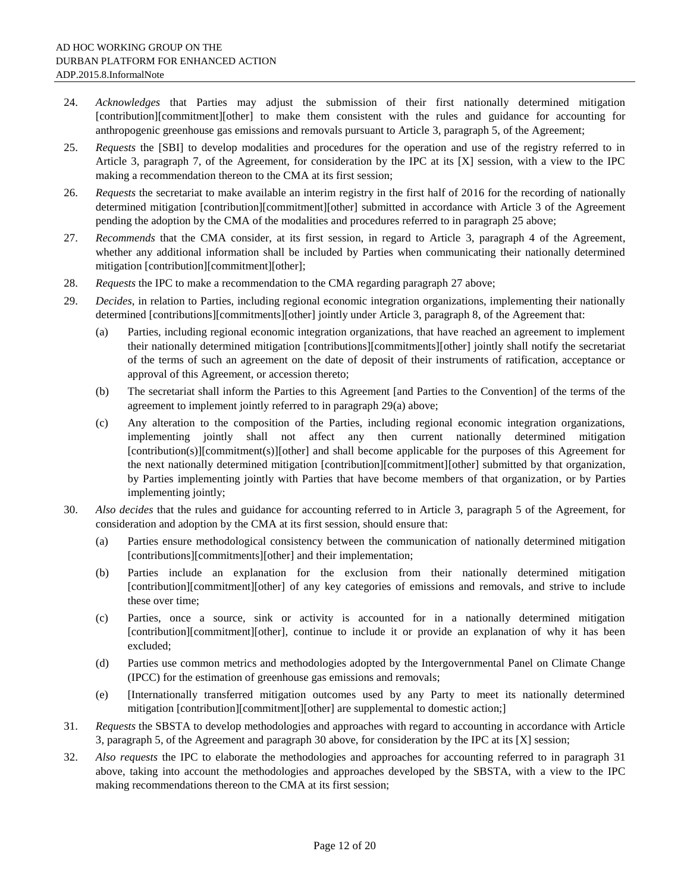24. *Acknowledges* that Parties may adjust the submission of their first nationally determined mitigation [contribution][commitment][other] to make them consistent with the rules and guidance for accounting for anthropogenic greenhouse gas emissions and removals pursuant to Article 3, paragraph 5, of the Agreement;

25. *Requests* the [SBI] to develop modalities and procedures for the operation and use of the registry referred to in Article 3, paragraph 7, of the Agreement, for consideration by the IPC at its [X] session, with a view to the IPC making a recommendation thereon to the CMA at its first session;

26. *Requests* the secretariat to make available an interim registry in the first half of 2016 for the recording of nationally determined mitigation [contribution][commitment][other] submitted in accordance with Article 3 of the Agreement pending the adoption by the CMA of the modalities and procedures referred to in paragraph 25 above;

27. *Recommends* that the CMA consider, at its first session, in regard to Article 3, paragraph 4 of the Agreement, whether any additional information shall be included by Parties when communicating their nationally determined mitigation [contribution][commitment][other];

28. *Requests* the IPC to make a recommendation to the CMA regarding paragraph 27 above;

29. *Decides*, in relation to Parties, including regional economic integration organizations, implementing their nationally determined [contributions][commitments][other] jointly under Article 3, paragraph 8, of the Agreement that:

    (a) Parties, including regional economic integration organizations, that have reached an agreement to implement their nationally determined mitigation [contributions][commitments][other] jointly shall notify the secretariat of the terms of such an agreement on the date of deposit of their instruments of ratification, acceptance or approval of this Agreement, or accession thereto;

    (b) The secretariat shall inform the Parties to this Agreement [and Parties to the Convention] of the terms of the agreement to implement jointly referred to in paragraph 29(a) above;

    (c) Any alteration to the composition of the Parties, including regional economic integration organizations, implementing jointly shall not affect any then current nationally determined mitigation [contribution(s)][commitment(s)][other] and shall become applicable for the purposes of this Agreement for the next nationally determined mitigation [contribution][commitment][other] submitted by that organization, by Parties implementing jointly with Parties that have become members of that organization, or by Parties implementing jointly;

30. *Also decides* that the rules and guidance for accounting referred to in Article 3, paragraph 5 of the Agreement, for consideration and adoption by the CMA at its first session, should ensure that:

    (a) Parties ensure methodological consistency between the communication of nationally determined mitigation [contributions][commitments][other] and their implementation;

    (b) Parties include an explanation for the exclusion from their nationally determined mitigation [contribution][commitment][other] of any key categories of emissions and removals, and strive to include these over time;

    (c) Parties, once a source, sink or activity is accounted for in a nationally determined mitigation [contribution][commitment][other], continue to include it or provide an explanation of why it has been excluded;

    (d) Parties use common metrics and methodologies adopted by the Intergovernmental Panel on Climate Change (IPCC) for the estimation of greenhouse gas emissions and removals;

    (e) [Internationally transferred mitigation outcomes used by any Party to meet its nationally determined mitigation [contribution][commitment][other] are supplemental to domestic action;]

31. *Requests* the SBSTA to develop methodologies and approaches with regard to accounting in accordance with Article 3, paragraph 5, of the Agreement and paragraph 30 above, for consideration by the IPC at its [X] session;

32. *Also requests* the IPC to elaborate the methodologies and approaches for accounting referred to in paragraph 31 above, taking into account the methodologies and approaches developed by the SBSTA, with a view to the IPC making recommendations thereon to the CMA at its first session;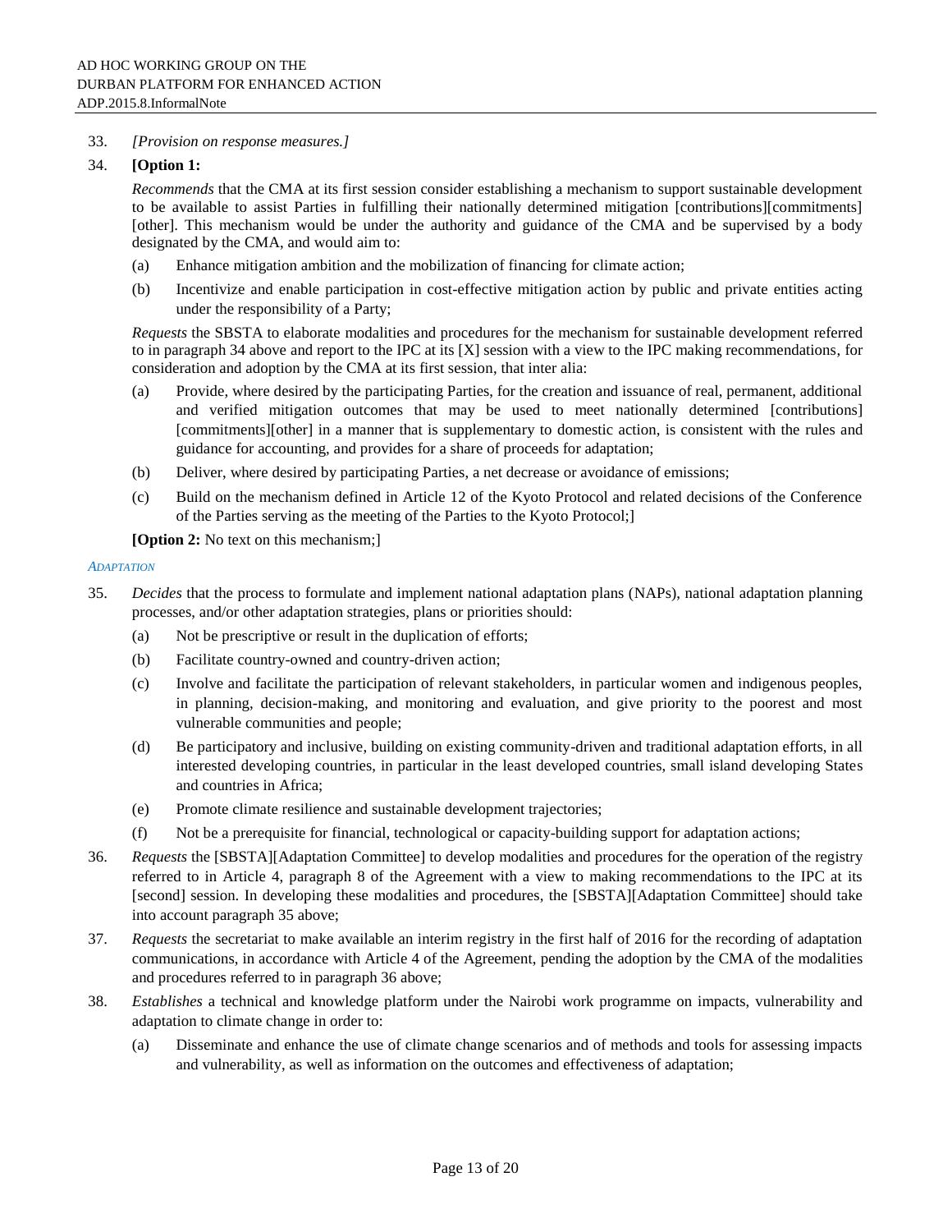33. *[Provision on response measures.]*

34. **[Option 1:**

*Recommends* that the CMA at its first session consider establishing a mechanism to support sustainable development to be available to assist Parties in fulfilling their nationally determined mitigation [contributions][commitments][other]. This mechanism would be under the authority and guidance of the CMA and be supervised by a body designated by the CMA, and would aim to:

(a) Enhance mitigation ambition and the mobilization of financing for climate action;

(b) Incentivize and enable participation in cost-effective mitigation action by public and private entities acting under the responsibility of a Party;

*Requests* the SBSTA to elaborate modalities and procedures for the mechanism for sustainable development referred to in paragraph 34 above and report to the IPC at its [X] session with a view to the IPC making recommendations, for consideration and adoption by the CMA at its first session, that inter alia:

(a) Provide, where desired by the participating Parties, for the creation and issuance of real, permanent, additional and verified mitigation outcomes that may be used to meet nationally determined [contributions][commitments][other] in a manner that is supplementary to domestic action, is consistent with the rules and guidance for accounting, and provides for a share of proceeds for adaptation;

(b) Deliver, where desired by participating Parties, a net decrease or avoidance of emissions;

(c) Build on the mechanism defined in Article 12 of the Kyoto Protocol and related decisions of the Conference of the Parties serving as the meeting of the Parties to the Kyoto Protocol;]

**[Option 2:** No text on this mechanism;]

### *Adaptation*

35. *Decides* that the process to formulate and implement national adaptation plans (NAPs), national adaptation planning processes, and/or other adaptation strategies, plans or priorities should:

(a) Not be prescriptive or result in the duplication of efforts;

(b) Facilitate country-owned and country-driven action;

(c) Involve and facilitate the participation of relevant stakeholders, in particular women and indigenous peoples, in planning, decision-making, and monitoring and evaluation, and give priority to the poorest and most vulnerable communities and people;

(d) Be participatory and inclusive, building on existing community-driven and traditional adaptation efforts, in all interested developing countries, in particular in the least developed countries, small island developing States and countries in Africa;

(e) Promote climate resilience and sustainable development trajectories;

(f) Not be a prerequisite for financial, technological or capacity-building support for adaptation actions;

36. *Requests* the [SBSTA][Adaptation Committee] to develop modalities and procedures for the operation of the registry referred to in Article 4, paragraph 8 of the Agreement with a view to making recommendations to the IPC at its [second] session. In developing these modalities and procedures, the [SBSTA][Adaptation Committee] should take into account paragraph 35 above;

37. *Requests* the secretariat to make available an interim registry in the first half of 2016 for the recording of adaptation communications, in accordance with Article 4 of the Agreement, pending the adoption by the CMA of the modalities and procedures referred to in paragraph 36 above;

38. *Establishes* a technical and knowledge platform under the Nairobi work programme on impacts, vulnerability and adaptation to climate change in order to:

(a) Disseminate and enhance the use of climate change scenarios and of methods and tools for assessing impacts and vulnerability, as well as information on the outcomes and effectiveness of adaptation;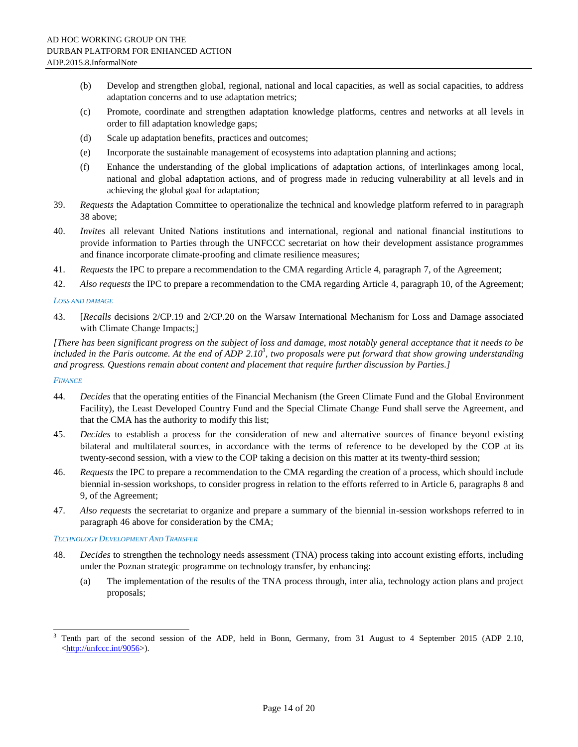(b) Develop and strengthen global, regional, national and local capacities, as well as social capacities, to address adaptation concerns and to use adaptation metrics;

(c) Promote, coordinate and strengthen adaptation knowledge platforms, centres and networks at all levels in order to fill adaptation knowledge gaps;

(d) Scale up adaptation benefits, practices and outcomes;

(e) Incorporate the sustainable management of ecosystems into adaptation planning and actions;

(f) Enhance the understanding of the global implications of adaptation actions, of interlinkages among local, national and global adaptation actions, and of progress made in reducing vulnerability at all levels and in achieving the global goal for adaptation;

39. *Requests* the Adaptation Committee to operationalize the technical and knowledge platform referred to in paragraph 38 above;

40. *Invites* all relevant United Nations institutions and international, regional and national financial institutions to provide information to Parties through the UNFCCC secretariat on how their development assistance programmes and finance incorporate climate-proofing and climate resilience measures;

41. *Requests* the IPC to prepare a recommendation to the CMA regarding Article 4, paragraph 7, of the Agreement;

42. *Also requests* the IPC to prepare a recommendation to the CMA regarding Article 4, paragraph 10, of the Agreement;

#### *Loss and damage*

43. [*Recalls* decisions 2/CP.19 and 2/CP.20 on the Warsaw International Mechanism for Loss and Damage associated with Climate Change Impacts;]

*[There has been significant progress on the subject of loss and damage, most notably general acceptance that it needs to be included in the Paris outcome. At the end of ADP 2.10[3], two proposals were put forward that show growing understanding and progress. Questions remain about content and placement that require further discussion by Parties.]*

#### *Finance*

44. *Decides* that the operating entities of the Financial Mechanism (the Green Climate Fund and the Global Environment Facility), the Least Developed Country Fund and the Special Climate Change Fund shall serve the Agreement, and that the CMA has the authority to modify this list;

45. *Decides* to establish a process for the consideration of new and alternative sources of finance beyond existing bilateral and multilateral sources, in accordance with the terms of reference to be developed by the COP at its twenty-second session, with a view to the COP taking a decision on this matter at its twenty-third session;

46. *Requests* the IPC to prepare a recommendation to the CMA regarding the creation of a process, which should include biennial in-session workshops, to consider progress in relation to the efforts referred to in Article 6, paragraphs 8 and 9, of the Agreement;

47. *Also requests* the secretariat to organize and prepare a summary of the biennial in-session workshops referred to in paragraph 46 above for consideration by the CMA;

#### *Technology Development And Transfer*

48. *Decides* to strengthen the technology needs assessment (TNA) process taking into account existing efforts, including under the Poznan strategic programme on technology transfer, by enhancing:

(a) The implementation of the results of the TNA process through, inter alia, technology action plans and project proposals;

---

[3] Tenth part of the second session of the ADP, held in Bonn, Germany, from 31 August to 4 September 2015 (ADP 2.10, <http://unfccc.int/9056>).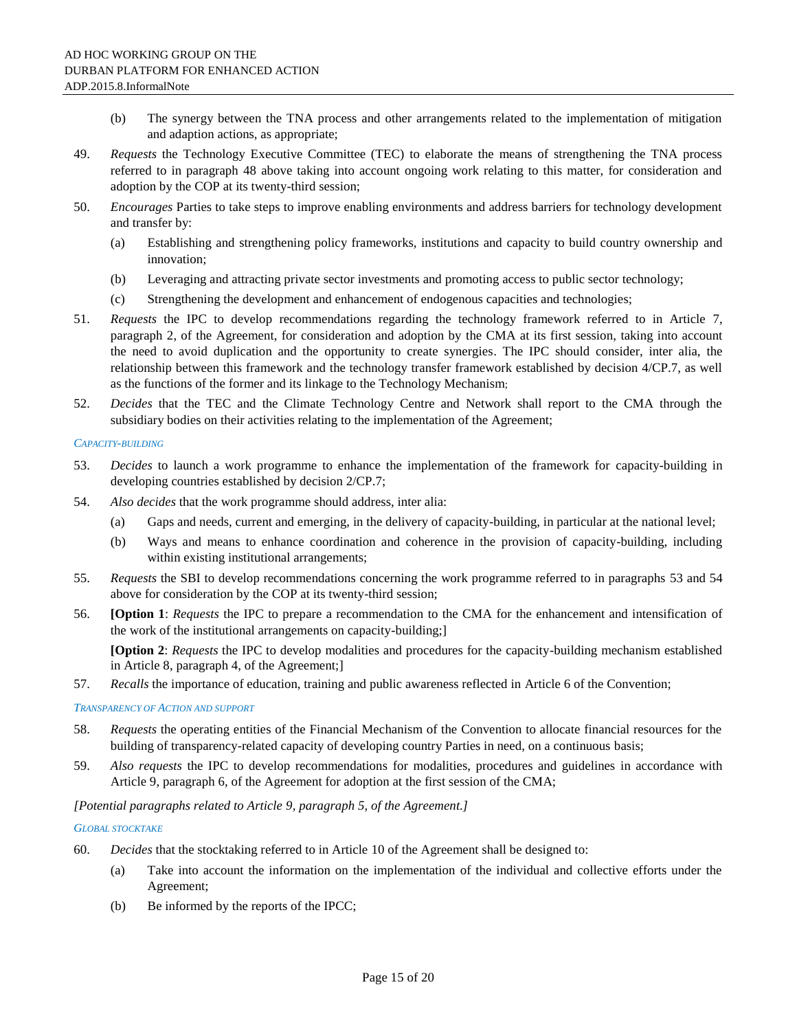(b) The synergy between the TNA process and other arrangements related to the implementation of mitigation and adaption actions, as appropriate;

49. *Requests* the Technology Executive Committee (TEC) to elaborate the means of strengthening the TNA process referred to in paragraph 48 above taking into account ongoing work relating to this matter, for consideration and adoption by the COP at its twenty-third session;

50. *Encourages* Parties to take steps to improve enabling environments and address barriers for technology development and transfer by:

    (a) Establishing and strengthening policy frameworks, institutions and capacity to build country ownership and innovation;

    (b) Leveraging and attracting private sector investments and promoting access to public sector technology;

    (c) Strengthening the development and enhancement of endogenous capacities and technologies;

51. *Requests* the IPC to develop recommendations regarding the technology framework referred to in Article 7, paragraph 2, of the Agreement, for consideration and adoption by the CMA at its first session, taking into account the need to avoid duplication and the opportunity to create synergies. The IPC should consider, inter alia, the relationship between this framework and the technology transfer framework established by decision 4/CP.7, as well as the functions of the former and its linkage to the Technology Mechanism;

52. *Decides* that the TEC and the Climate Technology Centre and Network shall report to the CMA through the subsidiary bodies on their activities relating to the implementation of the Agreement;

*CAPACITY-BUILDING*

53. *Decides* to launch a work programme to enhance the implementation of the framework for capacity-building in developing countries established by decision 2/CP.7;

54. *Also decides* that the work programme should address, inter alia:

    (a) Gaps and needs, current and emerging, in the delivery of capacity-building, in particular at the national level;

    (b) Ways and means to enhance coordination and coherence in the provision of capacity-building, including within existing institutional arrangements;

55. *Requests* the SBI to develop recommendations concerning the work programme referred to in paragraphs 53 and 54 above for consideration by the COP at its twenty-third session;

56. **[Option 1**: *Requests* the IPC to prepare a recommendation to the CMA for the enhancement and intensification of the work of the institutional arrangements on capacity-building;]

    **[Option 2**: *Requests* the IPC to develop modalities and procedures for the capacity-building mechanism established in Article 8, paragraph 4, of the Agreement;]

57. *Recalls* the importance of education, training and public awareness reflected in Article 6 of the Convention;

*TRANSPARENCY OF ACTION AND SUPPORT*

58. *Requests* the operating entities of the Financial Mechanism of the Convention to allocate financial resources for the building of transparency-related capacity of developing country Parties in need, on a continuous basis;

59. *Also requests* the IPC to develop recommendations for modalities, procedures and guidelines in accordance with Article 9, paragraph 6, of the Agreement for adoption at the first session of the CMA;

*[Potential paragraphs related to Article 9, paragraph 5, of the Agreement.]*

*GLOBAL STOCKTAKE*

60. *Decides* that the stocktaking referred to in Article 10 of the Agreement shall be designed to:

    (a) Take into account the information on the implementation of the individual and collective efforts under the Agreement;

    (b) Be informed by the reports of the IPCC;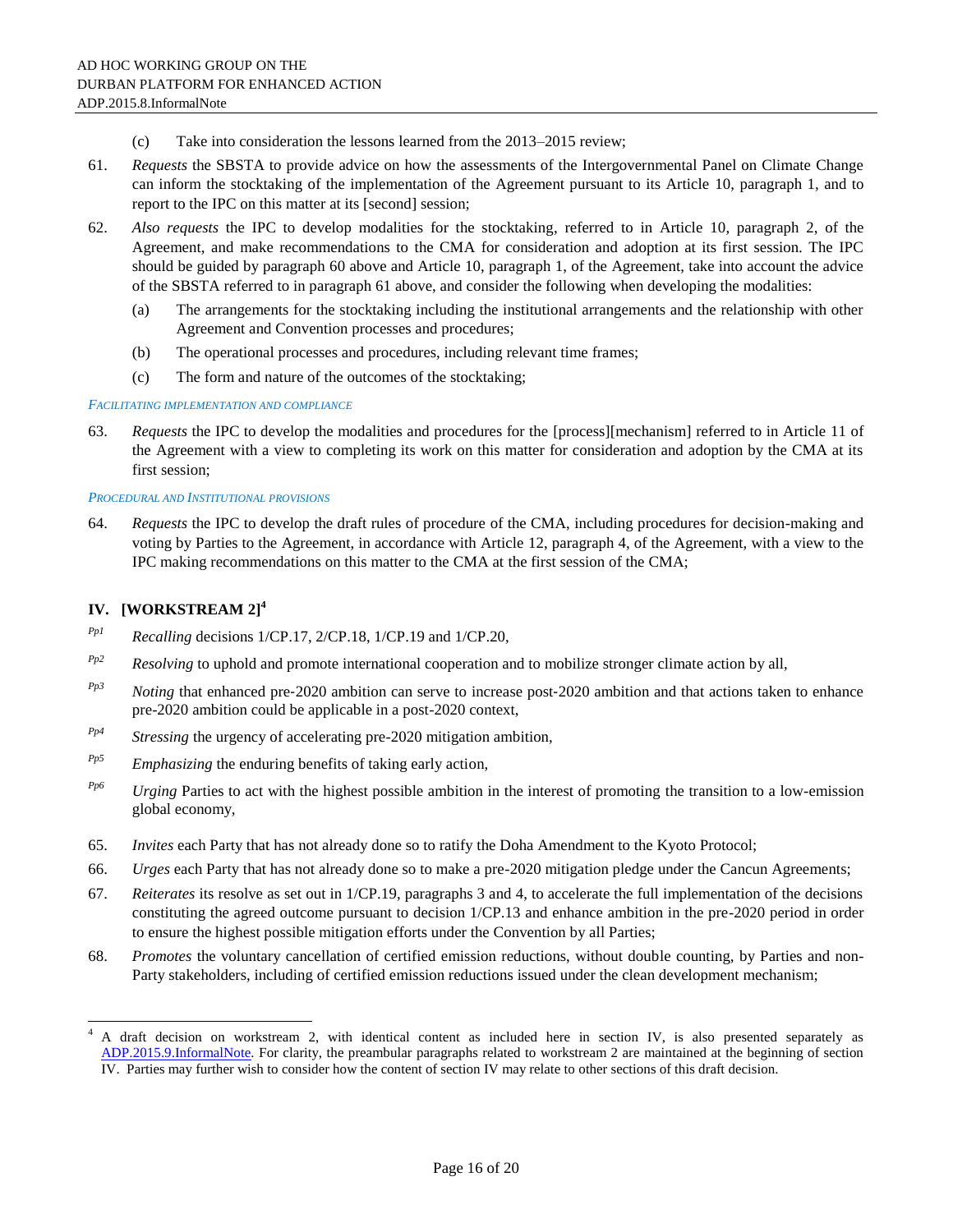(c) Take into consideration the lessons learned from the 2013–2015 review;

61. *Requests* the SBSTA to provide advice on how the assessments of the Intergovernmental Panel on Climate Change can inform the stocktaking of the implementation of the Agreement pursuant to its Article 10, paragraph 1, and to report to the IPC on this matter at its [second] session;

62. *Also requests* the IPC to develop modalities for the stocktaking, referred to in Article 10, paragraph 2, of the Agreement, and make recommendations to the CMA for consideration and adoption at its first session. The IPC should be guided by paragraph 60 above and Article 10, paragraph 1, of the Agreement, take into account the advice of the SBSTA referred to in paragraph 61 above, and consider the following when developing the modalities:

   (a) The arrangements for the stocktaking including the institutional arrangements and the relationship with other Agreement and Convention processes and procedures;

   (b) The operational processes and procedures, including relevant time frames;

   (c) The form and nature of the outcomes of the stocktaking;

*FACILITATING IMPLEMENTATION AND COMPLIANCE*

63. *Requests* the IPC to develop the modalities and procedures for the [process][mechanism] referred to in Article 11 of the Agreement with a view to completing its work on this matter for consideration and adoption by the CMA at its first session;

*PROCEDURAL AND INSTITUTIONAL PROVISIONS*

64. *Requests* the IPC to develop the draft rules of procedure of the CMA, including procedures for decision-making and voting by Parties to the Agreement, in accordance with Article 12, paragraph 4, of the Agreement, with a view to the IPC making recommendations on this matter to the CMA at the first session of the CMA;

## IV. [WORKSTREAM 2][4]

*Pp1* *Recalling* decisions 1/CP.17, 2/CP.18, 1/CP.19 and 1/CP.20,

*Pp2* *Resolving* to uphold and promote international cooperation and to mobilize stronger climate action by all,

*Pp3* *Noting* that enhanced pre-2020 ambition can serve to increase post-2020 ambition and that actions taken to enhance pre-2020 ambition could be applicable in a post-2020 context,

*Pp4* *Stressing* the urgency of accelerating pre-2020 mitigation ambition,

*Pp5* *Emphasizing* the enduring benefits of taking early action,

*Pp6* *Urging* Parties to act with the highest possible ambition in the interest of promoting the transition to a low-emission global economy,

65. *Invites* each Party that has not already done so to ratify the Doha Amendment to the Kyoto Protocol;

66. *Urges* each Party that has not already done so to make a pre-2020 mitigation pledge under the Cancun Agreements;

67. *Reiterates* its resolve as set out in 1/CP.19, paragraphs 3 and 4, to accelerate the full implementation of the decisions constituting the agreed outcome pursuant to decision 1/CP.13 and enhance ambition in the pre-2020 period in order to ensure the highest possible mitigation efforts under the Convention by all Parties;

68. *Promotes* the voluntary cancellation of certified emission reductions, without double counting, by Parties and non-Party stakeholders, including of certified emission reductions issued under the clean development mechanism;

---

[4] A draft decision on workstream 2, with identical content as included here in section IV, is also presented separately as ADP.2015.9.InformalNote. For clarity, the preambular paragraphs related to workstream 2 are maintained at the beginning of section IV. Parties may further wish to consider how the content of section IV may relate to other sections of this draft decision.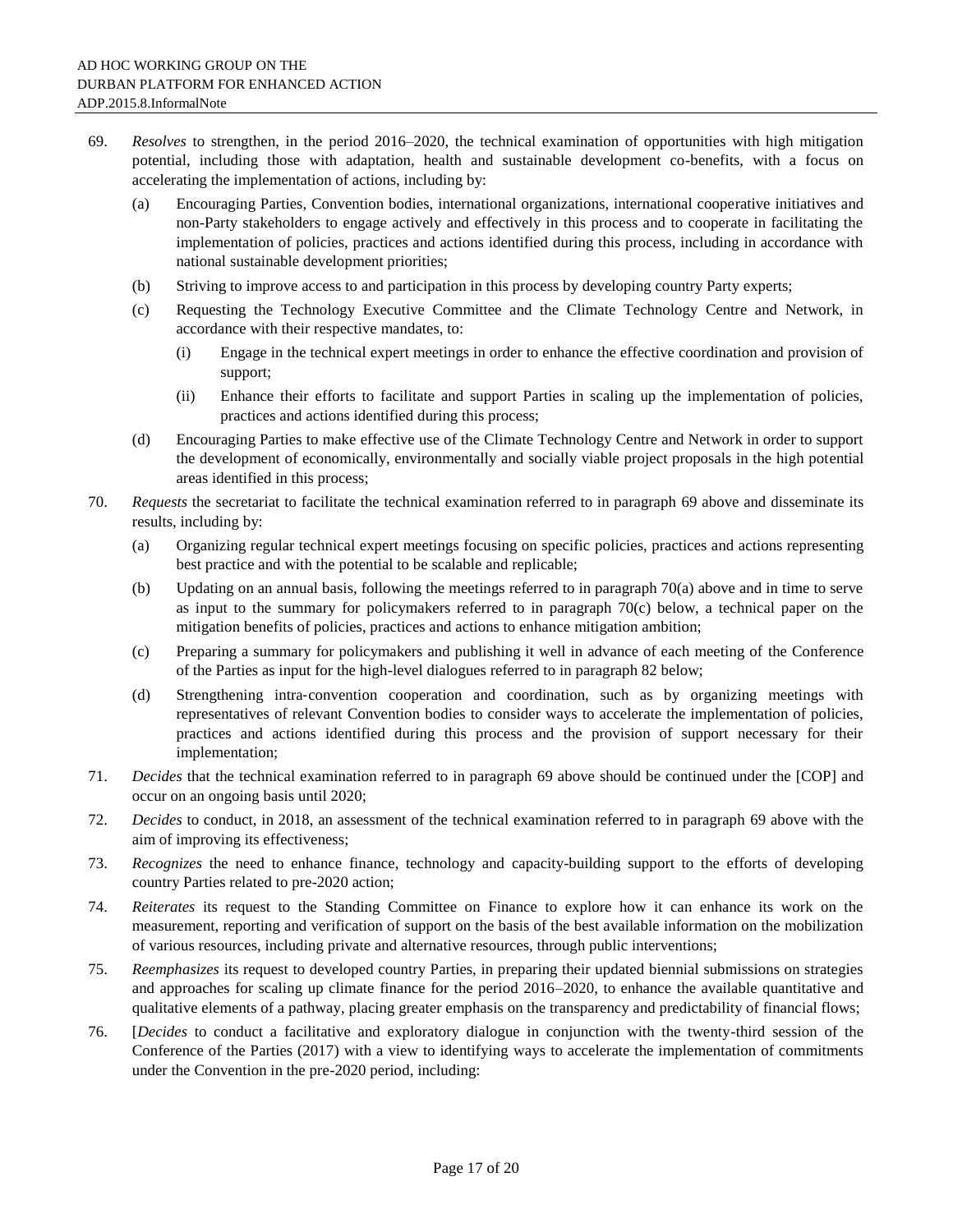69. *Resolves* to strengthen, in the period 2016–2020, the technical examination of opportunities with high mitigation potential, including those with adaptation, health and sustainable development co-benefits, with a focus on accelerating the implementation of actions, including by:

    (a) Encouraging Parties, Convention bodies, international organizations, international cooperative initiatives and non-Party stakeholders to engage actively and effectively in this process and to cooperate in facilitating the implementation of policies, practices and actions identified during this process, including in accordance with national sustainable development priorities;

    (b) Striving to improve access to and participation in this process by developing country Party experts;

    (c) Requesting the Technology Executive Committee and the Climate Technology Centre and Network, in accordance with their respective mandates, to:

        (i) Engage in the technical expert meetings in order to enhance the effective coordination and provision of support;

        (ii) Enhance their efforts to facilitate and support Parties in scaling up the implementation of policies, practices and actions identified during this process;

    (d) Encouraging Parties to make effective use of the Climate Technology Centre and Network in order to support the development of economically, environmentally and socially viable project proposals in the high potential areas identified in this process;

70. *Requests* the secretariat to facilitate the technical examination referred to in paragraph 69 above and disseminate its results, including by:

    (a) Organizing regular technical expert meetings focusing on specific policies, practices and actions representing best practice and with the potential to be scalable and replicable;

    (b) Updating on an annual basis, following the meetings referred to in paragraph 70(a) above and in time to serve as input to the summary for policymakers referred to in paragraph 70(c) below, a technical paper on the mitigation benefits of policies, practices and actions to enhance mitigation ambition;

    (c) Preparing a summary for policymakers and publishing it well in advance of each meeting of the Conference of the Parties as input for the high-level dialogues referred to in paragraph 82 below;

    (d) Strengthening intra-convention cooperation and coordination, such as by organizing meetings with representatives of relevant Convention bodies to consider ways to accelerate the implementation of policies, practices and actions identified during this process and the provision of support necessary for their implementation;

71. *Decides* that the technical examination referred to in paragraph 69 above should be continued under the [COP] and occur on an ongoing basis until 2020;

72. *Decides* to conduct, in 2018, an assessment of the technical examination referred to in paragraph 69 above with the aim of improving its effectiveness;

73. *Recognizes* the need to enhance finance, technology and capacity-building support to the efforts of developing country Parties related to pre-2020 action;

74. *Reiterates* its request to the Standing Committee on Finance to explore how it can enhance its work on the measurement, reporting and verification of support on the basis of the best available information on the mobilization of various resources, including private and alternative resources, through public interventions;

75. *Reemphasizes* its request to developed country Parties, in preparing their updated biennial submissions on strategies and approaches for scaling up climate finance for the period 2016–2020, to enhance the available quantitative and qualitative elements of a pathway, placing greater emphasis on the transparency and predictability of financial flows;

76. [*Decides* to conduct a facilitative and exploratory dialogue in conjunction with the twenty-third session of the Conference of the Parties (2017) with a view to identifying ways to accelerate the implementation of commitments under the Convention in the pre-2020 period, including: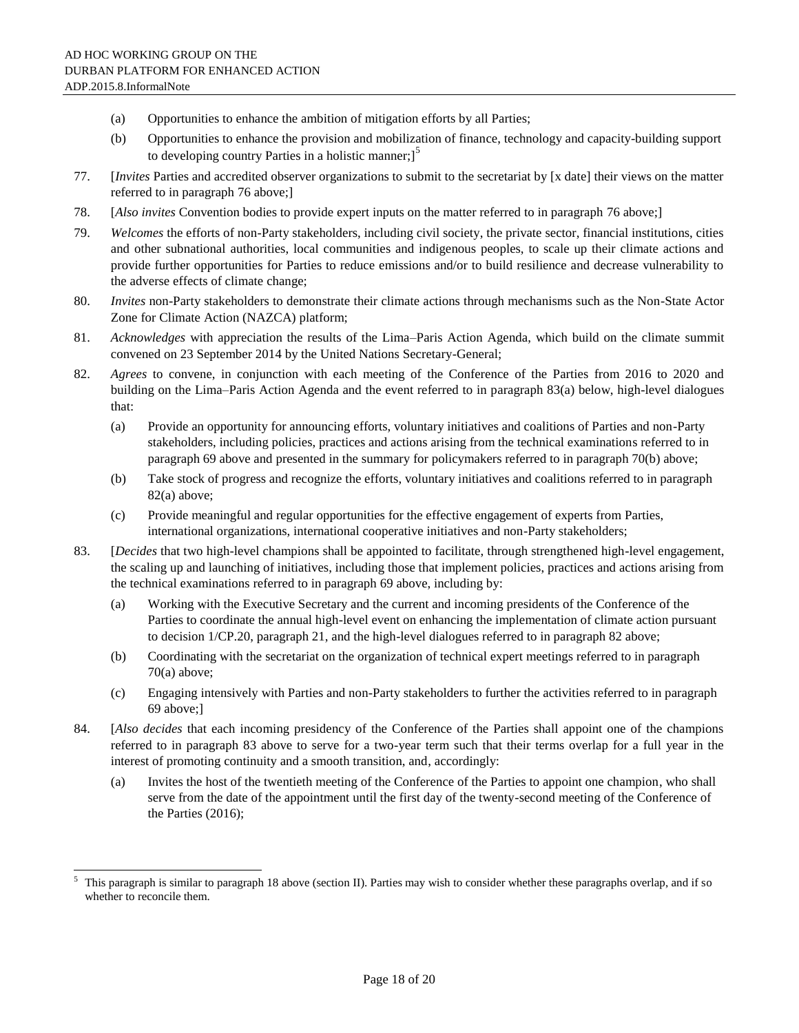(a) Opportunities to enhance the ambition of mitigation efforts by all Parties;

(b) Opportunities to enhance the provision and mobilization of finance, technology and capacity-building support to developing country Parties in a holistic manner;][5]

77. [*Invites* Parties and accredited observer organizations to submit to the secretariat by [x date] their views on the matter referred to in paragraph 76 above;]

78. [*Also invites* Convention bodies to provide expert inputs on the matter referred to in paragraph 76 above;]

79. *Welcomes* the efforts of non-Party stakeholders, including civil society, the private sector, financial institutions, cities and other subnational authorities, local communities and indigenous peoples, to scale up their climate actions and provide further opportunities for Parties to reduce emissions and/or to build resilience and decrease vulnerability to the adverse effects of climate change;

80. *Invites* non-Party stakeholders to demonstrate their climate actions through mechanisms such as the Non-State Actor Zone for Climate Action (NAZCA) platform;

81. *Acknowledges* with appreciation the results of the Lima–Paris Action Agenda, which build on the climate summit convened on 23 September 2014 by the United Nations Secretary-General;

82. *Agrees* to convene, in conjunction with each meeting of the Conference of the Parties from 2016 to 2020 and building on the Lima–Paris Action Agenda and the event referred to in paragraph 83(a) below, high-level dialogues that:

    (a) Provide an opportunity for announcing efforts, voluntary initiatives and coalitions of Parties and non-Party stakeholders, including policies, practices and actions arising from the technical examinations referred to in paragraph 69 above and presented in the summary for policymakers referred to in paragraph 70(b) above;

    (b) Take stock of progress and recognize the efforts, voluntary initiatives and coalitions referred to in paragraph 82(a) above;

    (c) Provide meaningful and regular opportunities for the effective engagement of experts from Parties, international organizations, international cooperative initiatives and non-Party stakeholders;

83. [*Decides* that two high-level champions shall be appointed to facilitate, through strengthened high-level engagement, the scaling up and launching of initiatives, including those that implement policies, practices and actions arising from the technical examinations referred to in paragraph 69 above, including by:

    (a) Working with the Executive Secretary and the current and incoming presidents of the Conference of the Parties to coordinate the annual high-level event on enhancing the implementation of climate action pursuant to decision 1/CP.20, paragraph 21, and the high-level dialogues referred to in paragraph 82 above;

    (b) Coordinating with the secretariat on the organization of technical expert meetings referred to in paragraph 70(a) above;

    (c) Engaging intensively with Parties and non-Party stakeholders to further the activities referred to in paragraph 69 above;]

84. [*Also decides* that each incoming presidency of the Conference of the Parties shall appoint one of the champions referred to in paragraph 83 above to serve for a two-year term such that their terms overlap for a full year in the interest of promoting continuity and a smooth transition, and, accordingly:

    (a) Invites the host of the twentieth meeting of the Conference of the Parties to appoint one champion, who shall serve from the date of the appointment until the first day of the twenty-second meeting of the Conference of the Parties (2016);

---

[5] This paragraph is similar to paragraph 18 above (section II). Parties may wish to consider whether these paragraphs overlap, and if so whether to reconcile them.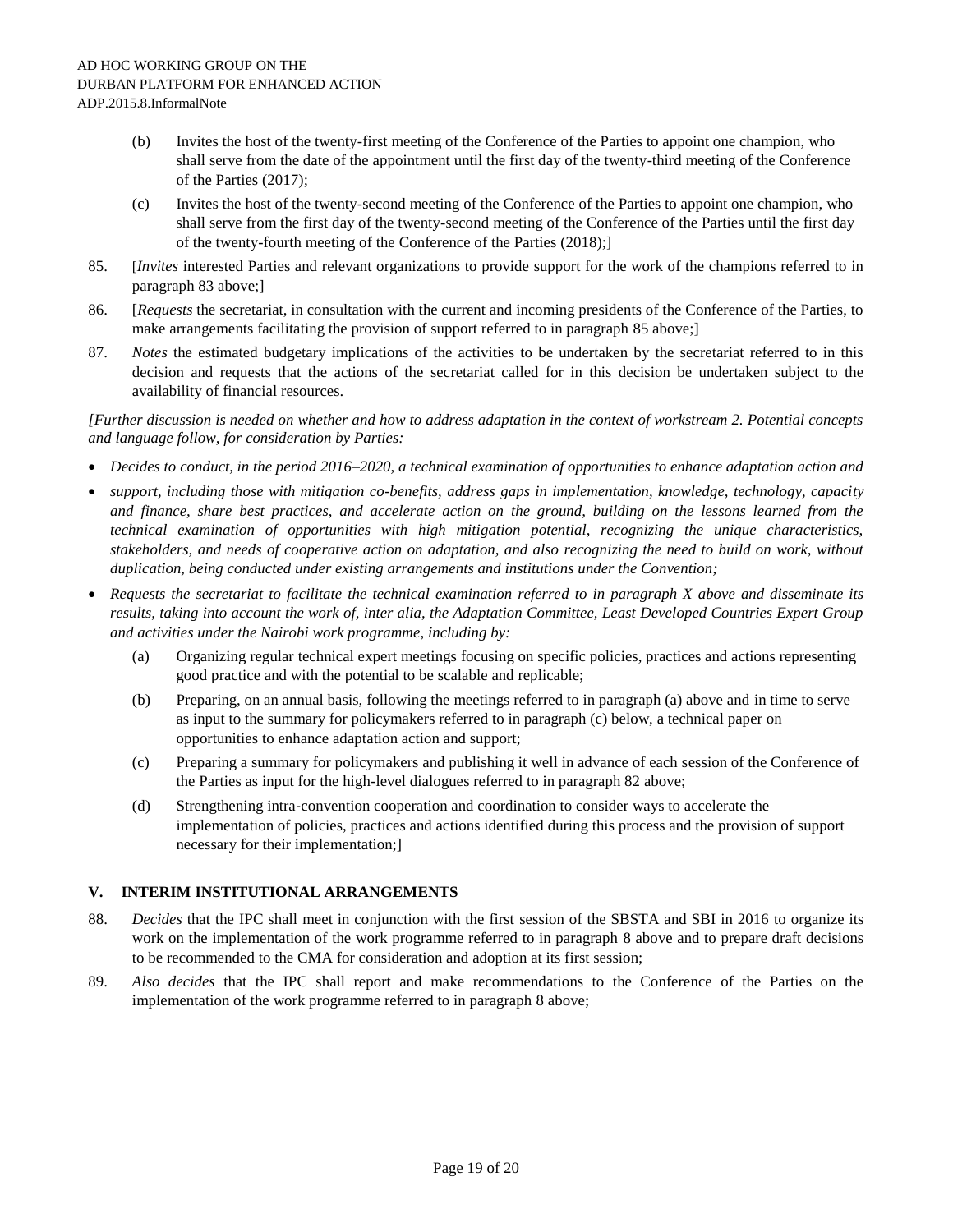(b) Invites the host of the twenty-first meeting of the Conference of the Parties to appoint one champion, who shall serve from the date of the appointment until the first day of the twenty-third meeting of the Conference of the Parties (2017);

(c) Invites the host of the twenty-second meeting of the Conference of the Parties to appoint one champion, who shall serve from the first day of the twenty-second meeting of the Conference of the Parties until the first day of the twenty-fourth meeting of the Conference of the Parties (2018);]

85. [*Invites* interested Parties and relevant organizations to provide support for the work of the champions referred to in paragraph 83 above;]

86. [*Requests* the secretariat, in consultation with the current and incoming presidents of the Conference of the Parties, to make arrangements facilitating the provision of support referred to in paragraph 85 above;]

87. *Notes* the estimated budgetary implications of the activities to be undertaken by the secretariat referred to in this decision and requests that the actions of the secretariat called for in this decision be undertaken subject to the availability of financial resources.

*[Further discussion is needed on whether and how to address adaptation in the context of workstream 2. Potential concepts and language follow, for consideration by Parties:*

- *Decides to conduct, in the period 2016–2020, a technical examination of opportunities to enhance adaptation action and*
- *support, including those with mitigation co-benefits, address gaps in implementation, knowledge, technology, capacity and finance, share best practices, and accelerate action on the ground, building on the lessons learned from the technical examination of opportunities with high mitigation potential, recognizing the unique characteristics, stakeholders, and needs of cooperative action on adaptation, and also recognizing the need to build on work, without duplication, being conducted under existing arrangements and institutions under the Convention;*
- *Requests the secretariat to facilitate the technical examination referred to in paragraph X above and disseminate its results, taking into account the work of, inter alia, the Adaptation Committee, Least Developed Countries Expert Group and activities under the Nairobi work programme, including by:*

  (a) Organizing regular technical expert meetings focusing on specific policies, practices and actions representing good practice and with the potential to be scalable and replicable;

  (b) Preparing, on an annual basis, following the meetings referred to in paragraph (a) above and in time to serve as input to the summary for policymakers referred to in paragraph (c) below, a technical paper on opportunities to enhance adaptation action and support;

  (c) Preparing a summary for policymakers and publishing it well in advance of each session of the Conference of the Parties as input for the high-level dialogues referred to in paragraph 82 above;

  (d) Strengthening intra-convention cooperation and coordination to consider ways to accelerate the implementation of policies, practices and actions identified during this process and the provision of support necessary for their implementation;]

## V. INTERIM INSTITUTIONAL ARRANGEMENTS

88. *Decides* that the IPC shall meet in conjunction with the first session of the SBSTA and SBI in 2016 to organize its work on the implementation of the work programme referred to in paragraph 8 above and to prepare draft decisions to be recommended to the CMA for consideration and adoption at its first session;

89. *Also decides* that the IPC shall report and make recommendations to the Conference of the Parties on the implementation of the work programme referred to in paragraph 8 above;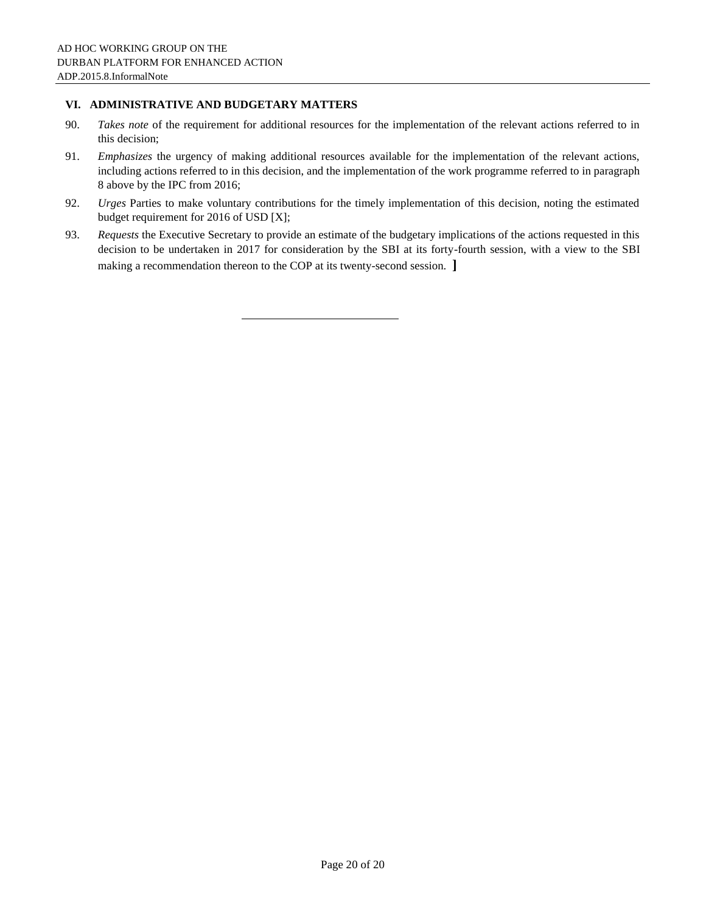## VI. ADMINISTRATIVE AND BUDGETARY MATTERS

90. *Takes note* of the requirement for additional resources for the implementation of the relevant actions referred to in this decision;

91. *Emphasizes* the urgency of making additional resources available for the implementation of the relevant actions, including actions referred to in this decision, and the implementation of the work programme referred to in paragraph 8 above by the IPC from 2016;

92. *Urges* Parties to make voluntary contributions for the timely implementation of this decision, noting the estimated budget requirement for 2016 of USD [X];

93. *Requests* the Executive Secretary to provide an estimate of the budgetary implications of the actions requested in this decision to be undertaken in 2017 for consideration by the SBI at its forty-fourth session, with a view to the SBI making a recommendation thereon to the COP at its twenty-second session. ]